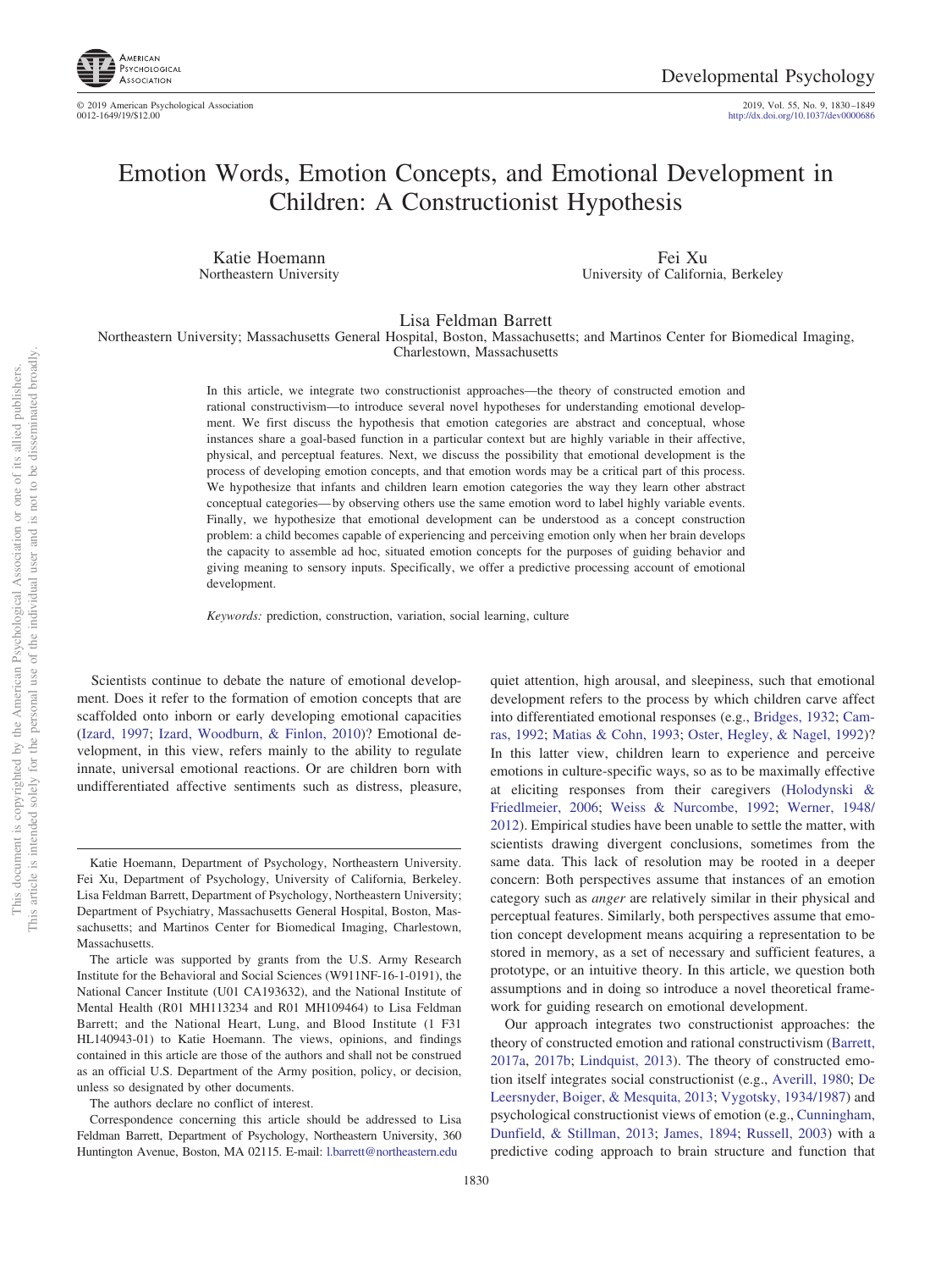# Emotion Words, Emotion Concepts, and Emotional Development in Children: A Constructionist Hypothesis

Katie Hoemann
Northeastern University

Fei Xu
University of California, Berkeley

Lisa Feldman Barrett
Northeastern University; Massachusetts General Hospital, Boston, Massachusetts; and Martinos Center for Biomedical Imaging, Charlestown, Massachusetts

In this article, we integrate two constructionist approaches—the theory of constructed emotion and rational constructivism—to introduce several novel hypotheses for understanding emotional development. We first discuss the hypothesis that emotion categories are abstract and conceptual, whose instances share a goal-based function in a particular context but are highly variable in their affective, physical, and perceptual features. Next, we discuss the possibility that emotional development is the process of developing emotion concepts, and that emotion words may be a critical part of this process. We hypothesize that infants and children learn emotion categories the way they learn other abstract conceptual categories—by observing others use the same emotion word to label highly variable events. Finally, we hypothesize that emotional development can be understood as a concept construction problem: a child becomes capable of experiencing and perceiving emotion only when her brain develops the capacity to assemble ad hoc, situated emotion concepts for the purposes of guiding behavior and giving meaning to sensory inputs. Specifically, we offer a predictive processing account of emotional development.

*Keywords:* prediction, construction, variation, social learning, culture

Scientists continue to debate the nature of emotional development. Does it refer to the formation of emotion concepts that are scaffolded onto inborn or early developing emotional capacities (Izard, 1997; Izard, Woodburn, & Finlon, 2010)? Emotional development, in this view, refers mainly to the ability to regulate innate, universal emotional reactions. Or are children born with undifferentiated affective sentiments such as distress, pleasure, quiet attention, high arousal, and sleepiness, such that emotional development refers to the process by which children carve affect into differentiated emotional responses (e.g., Bridges, 1932; Camras, 1992; Matias & Cohn, 1993; Oster, Hegley, & Nagel, 1992)? In this latter view, children learn to experience and perceive emotions in culture-specific ways, so as to be maximally effective at eliciting responses from their caregivers (Holodynski & Friedlmeier, 2006; Weiss & Nurcombe, 1992; Werner, 1948/2012). Empirical studies have been unable to settle the matter, with scientists drawing divergent conclusions, sometimes from the same data. This lack of resolution may be rooted in a deeper concern: Both perspectives assume that instances of an emotion category such as *anger* are relatively similar in their physical and perceptual features. Similarly, both perspectives assume that emotion concept development means acquiring a representation to be stored in memory, as a set of necessary and sufficient features, a prototype, or an intuitive theory. In this article, we question both assumptions and in doing so introduce a novel theoretical framework for guiding research on emotional development.

Our approach integrates two constructionist approaches: the theory of constructed emotion and rational constructivism (Barrett, 2017a, 2017b; Lindquist, 2013). The theory of constructed emotion itself integrates social constructionist (e.g., Averill, 1980; De Leersnyder, Boiger, & Mesquita, 2013; Vygotsky, 1934/1987) and psychological constructionist views of emotion (e.g., Cunningham, Dunfield, & Stillman, 2013; James, 1894; Russell, 2003) with a predictive coding approach to brain structure and function that

---

Katie Hoemann, Department of Psychology, Northeastern University. Fei Xu, Department of Psychology, University of California, Berkeley. Lisa Feldman Barrett, Department of Psychology, Northeastern University; Department of Psychiatry, Massachusetts General Hospital, Boston, Massachusetts; and Martinos Center for Biomedical Imaging, Charlestown, Massachusetts.

The article was supported by grants from the U.S. Army Research Institute for the Behavioral and Social Sciences (W911NF-16-1-0191), the National Cancer Institute (U01 CA193632), and the National Institute of Mental Health (R01 MH113234 and R01 MH109464) to Lisa Feldman Barrett; and the National Heart, Lung, and Blood Institute (1 F31 HL140943-01) to Katie Hoemann. The views, opinions, and findings contained in this article are those of the authors and shall not be construed as an official U.S. Department of the Army position, policy, or decision, unless so designated by other documents.

The authors declare no conflict of interest.

Correspondence concerning this article should be addressed to Lisa Feldman Barrett, Department of Psychology, Northeastern University, 360 Huntington Avenue, Boston, MA 02115. E-mail: l.barrett@northeastern.edu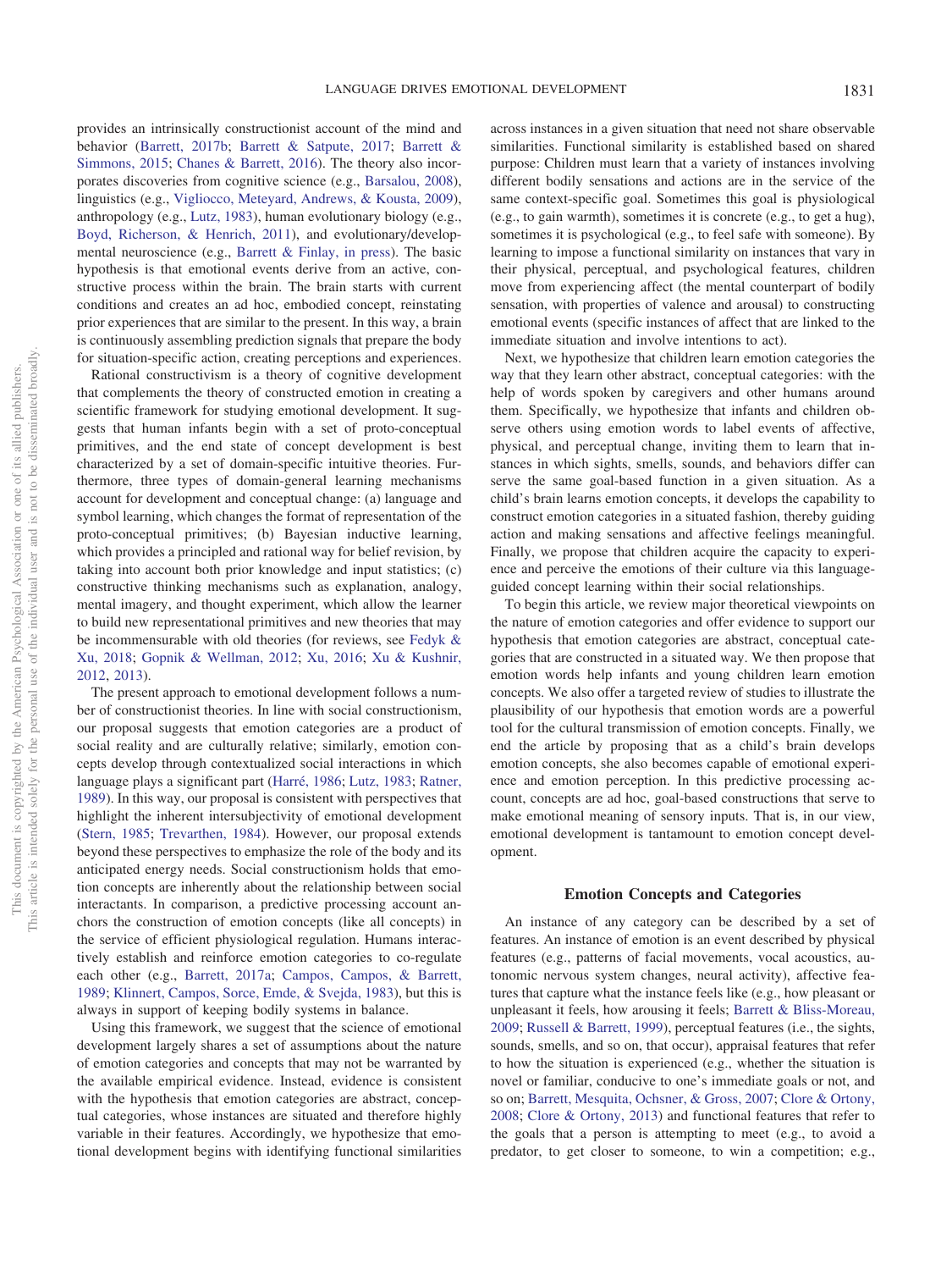provides an intrinsically constructionist account of the mind and behavior (Barrett, 2017b; Barrett & Satpute, 2017; Barrett & Simmons, 2015; Chanes & Barrett, 2016). The theory also incorporates discoveries from cognitive science (e.g., Barsalou, 2008), linguistics (e.g., Vigliocco, Meteyard, Andrews, & Kousta, 2009), anthropology (e.g., Lutz, 1983), human evolutionary biology (e.g., Boyd, Richerson, & Henrich, 2011), and evolutionary/developmental neuroscience (e.g., Barrett & Finlay, in press). The basic hypothesis is that emotional events derive from an active, constructive process within the brain. The brain starts with current conditions and creates an ad hoc, embodied concept, reinstating prior experiences that are similar to the present. In this way, a brain is continuously assembling prediction signals that prepare the body for situation-specific action, creating perceptions and experiences.

Rational constructivism is a theory of cognitive development that complements the theory of constructed emotion in creating a scientific framework for studying emotional development. It suggests that human infants begin with a set of proto-conceptual primitives, and the end state of concept development is best characterized by a set of domain-specific intuitive theories. Furthermore, three types of domain-general learning mechanisms account for development and conceptual change: (a) language and symbol learning, which changes the format of representation of the proto-conceptual primitives; (b) Bayesian inductive learning, which provides a principled and rational way for belief revision, by taking into account both prior knowledge and input statistics; (c) constructive thinking mechanisms such as explanation, analogy, mental imagery, and thought experiment, which allow the learner to build new representational primitives and new theories that may be incommensurable with old theories (for reviews, see Fedyk & Xu, 2018; Gopnik & Wellman, 2012; Xu, 2016; Xu & Kushnir, 2012, 2013).

The present approach to emotional development follows a number of constructionist theories. In line with social constructionism, our proposal suggests that emotion categories are a product of social reality and are culturally relative; similarly, emotion concepts develop through contextualized social interactions in which language plays a significant part (Harré, 1986; Lutz, 1983; Ratner, 1989). In this way, our proposal is consistent with perspectives that highlight the inherent intersubjectivity of emotional development (Stern, 1985; Trevarthen, 1984). However, our proposal extends beyond these perspectives to emphasize the role of the body and its anticipated energy needs. Social constructionism holds that emotion concepts are inherently about the relationship between social interactants. In comparison, a predictive processing account anchors the construction of emotion concepts (like all concepts) in the service of efficient physiological regulation. Humans interactively establish and reinforce emotion categories to co-regulate each other (e.g., Barrett, 2017a; Campos, Campos, & Barrett, 1989; Klinnert, Campos, Sorce, Emde, & Svejda, 1983), but this is always in support of keeping bodily systems in balance.

Using this framework, we suggest that the science of emotional development largely shares a set of assumptions about the nature of emotion categories and concepts that may not be warranted by the available empirical evidence. Instead, evidence is consistent with the hypothesis that emotion categories are abstract, conceptual categories, whose instances are situated and therefore highly variable in their features. Accordingly, we hypothesize that emotional development begins with identifying functional similarities across instances in a given situation that need not share observable similarities. Functional similarity is established based on shared purpose: Children must learn that a variety of instances involving different bodily sensations and actions are in the service of the same context-specific goal. Sometimes this goal is physiological (e.g., to gain warmth), sometimes it is concrete (e.g., to get a hug), sometimes it is psychological (e.g., to feel safe with someone). By learning to impose a functional similarity on instances that vary in their physical, perceptual, and psychological features, children move from experiencing affect (the mental counterpart of bodily sensation, with properties of valence and arousal) to constructing emotional events (specific instances of affect that are linked to the immediate situation and involve intentions to act).

Next, we hypothesize that children learn emotion categories the way that they learn other abstract, conceptual categories: with the help of words spoken by caregivers and other humans around them. Specifically, we hypothesize that infants and children observe others using emotion words to label events of affective, physical, and perceptual change, inviting them to learn that instances in which sights, smells, sounds, and behaviors differ can serve the same goal-based function in a given situation. As a child's brain learns emotion concepts, it develops the capability to construct emotion categories in a situated fashion, thereby guiding action and making sensations and affective feelings meaningful. Finally, we propose that children acquire the capacity to experience and perceive the emotions of their culture via this language-guided concept learning within their social relationships.

To begin this article, we review major theoretical viewpoints on the nature of emotion categories and offer evidence to support our hypothesis that emotion categories are abstract, conceptual categories that are constructed in a situated way. We then propose that emotion words help infants and young children learn emotion concepts. We also offer a targeted review of studies to illustrate the plausibility of our hypothesis that emotion words are a powerful tool for the cultural transmission of emotion concepts. Finally, we end the article by proposing that as a child's brain develops emotion concepts, she also becomes capable of emotional experience and emotion perception. In this predictive processing account, concepts are ad hoc, goal-based constructions that serve to make emotional meaning of sensory inputs. That is, in our view, emotional development is tantamount to emotion concept development.

## Emotion Concepts and Categories

An instance of any category can be described by a set of features. An instance of emotion is an event described by physical features (e.g., patterns of facial movements, vocal acoustics, autonomic nervous system changes, neural activity), affective features that capture what the instance feels like (e.g., how pleasant or unpleasant it feels, how arousing it feels; Barrett & Bliss-Moreau, 2009; Russell & Barrett, 1999), perceptual features (i.e., the sights, sounds, smells, and so on, that occur), appraisal features that refer to how the situation is experienced (e.g., whether the situation is novel or familiar, conducive to one's immediate goals or not, and so on; Barrett, Mesquita, Ochsner, & Gross, 2007; Clore & Ortony, 2008; Clore & Ortony, 2013) and functional features that refer to the goals that a person is attempting to meet (e.g., to avoid a predator, to get closer to someone, to win a competition; e.g.,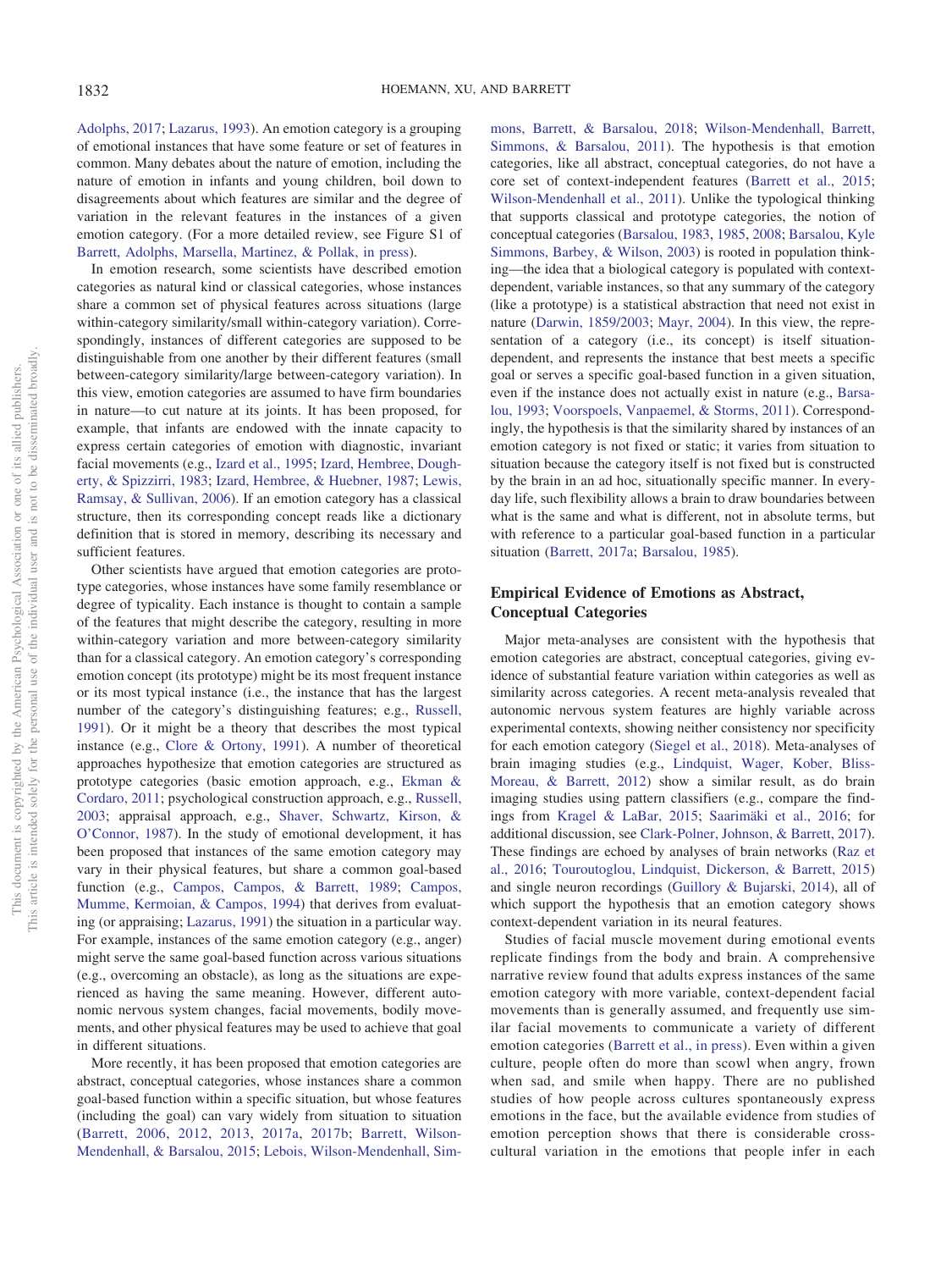Adolphs, 2017; Lazarus, 1993). An emotion category is a grouping of emotional instances that have some feature or set of features in common. Many debates about the nature of emotion, including the nature of emotion in infants and young children, boil down to disagreements about which features are similar and the degree of variation in the relevant features in the instances of a given emotion category. (For a more detailed review, see Figure S1 of Barrett, Adolphs, Marsella, Martinez, & Pollak, in press).

In emotion research, some scientists have described emotion categories as natural kind or classical categories, whose instances share a common set of physical features across situations (large within-category similarity/small within-category variation). Correspondingly, instances of different categories are supposed to be distinguishable from one another by their different features (small between-category similarity/large between-category variation). In this view, emotion categories are assumed to have firm boundaries in nature—to cut nature at its joints. It has been proposed, for example, that infants are endowed with the innate capacity to express certain categories of emotion with diagnostic, invariant facial movements (e.g., Izard et al., 1995; Izard, Hembree, Dougherty, & Spizzirri, 1983; Izard, Hembree, & Huebner, 1987; Lewis, Ramsay, & Sullivan, 2006). If an emotion category has a classical structure, then its corresponding concept reads like a dictionary definition that is stored in memory, describing its necessary and sufficient features.

Other scientists have argued that emotion categories are prototype categories, whose instances have some family resemblance or degree of typicality. Each instance is thought to contain a sample of the features that might describe the category, resulting in more within-category variation and more between-category similarity than for a classical category. An emotion category's corresponding emotion concept (its prototype) might be its most frequent instance or its most typical instance (i.e., the instance that has the largest number of the category's distinguishing features; e.g., Russell, 1991). Or it might be a theory that describes the most typical instance (e.g., Clore & Ortony, 1991). A number of theoretical approaches hypothesize that emotion categories are structured as prototype categories (basic emotion approach, e.g., Ekman & Cordaro, 2011; psychological construction approach, e.g., Russell, 2003; appraisal approach, e.g., Shaver, Schwartz, Kirson, & O'Connor, 1987). In the study of emotional development, it has been proposed that instances of the same emotion category may vary in their physical features, but share a common goal-based function (e.g., Campos, Campos, & Barrett, 1989; Campos, Mumme, Kermoian, & Campos, 1994) that derives from evaluating (or appraising; Lazarus, 1991) the situation in a particular way. For example, instances of the same emotion category (e.g., anger) might serve the same goal-based function across various situations (e.g., overcoming an obstacle), as long as the situations are experienced as having the same meaning. However, different autonomic nervous system changes, facial movements, bodily movements, and other physical features may be used to achieve that goal in different situations.

More recently, it has been proposed that emotion categories are abstract, conceptual categories, whose instances share a common goal-based function within a specific situation, but whose features (including the goal) can vary widely from situation to situation (Barrett, 2006, 2012, 2013, 2017a, 2017b; Barrett, Wilson-Mendenhall, & Barsalou, 2015; Lebois, Wilson-Mendenhall, Simmons, Barrett, & Barsalou, 2018; Wilson-Mendenhall, Barrett, Simmons, & Barsalou, 2011). The hypothesis is that emotion categories, like all abstract, conceptual categories, do not have a core set of context-independent features (Barrett et al., 2015; Wilson-Mendenhall et al., 2011). Unlike the typological thinking that supports classical and prototype categories, the notion of conceptual categories (Barsalou, 1983, 1985, 2008; Barsalou, Kyle Simmons, Barbey, & Wilson, 2003) is rooted in population thinking—the idea that a biological category is populated with context-dependent, variable instances, so that any summary of the category (like a prototype) is a statistical abstraction that need not exist in nature (Darwin, 1859/2003; Mayr, 2004). In this view, the representation of a category (i.e., its concept) is itself situation-dependent, and represents the instance that best meets a specific goal or serves a specific goal-based function in a given situation, even if the instance does not actually exist in nature (e.g., Barsalou, 1993; Voorspoels, Vanpaemel, & Storms, 2011). Correspondingly, the hypothesis is that the similarity shared by instances of an emotion category is not fixed or static; it varies from situation to situation because the category itself is not fixed but is constructed by the brain in an ad hoc, situationally specific manner. In everyday life, such flexibility allows a brain to draw boundaries between what is the same and what is different, not in absolute terms, but with reference to a particular goal-based function in a particular situation (Barrett, 2017a; Barsalou, 1985).

## Empirical Evidence of Emotions as Abstract, Conceptual Categories

Major meta-analyses are consistent with the hypothesis that emotion categories are abstract, conceptual categories, giving evidence of substantial feature variation within categories as well as similarity across categories. A recent meta-analysis revealed that autonomic nervous system features are highly variable across experimental contexts, showing neither consistency nor specificity for each emotion category (Siegel et al., 2018). Meta-analyses of brain imaging studies (e.g., Lindquist, Wager, Kober, Bliss-Moreau, & Barrett, 2012) show a similar result, as do brain imaging studies using pattern classifiers (e.g., compare the findings from Kragel & LaBar, 2015; Saarimäki et al., 2016; for additional discussion, see Clark-Polner, Johnson, & Barrett, 2017). These findings are echoed by analyses of brain networks (Raz et al., 2016; Touroutoglou, Lindquist, Dickerson, & Barrett, 2015) and single neuron recordings (Guillory & Bujarski, 2014), all of which support the hypothesis that an emotion category shows context-dependent variation in its neural features.

Studies of facial muscle movement during emotional events replicate findings from the body and brain. A comprehensive narrative review found that adults express instances of the same emotion category with more variable, context-dependent facial movements than is generally assumed, and frequently use similar facial movements to communicate a variety of different emotion categories (Barrett et al., in press). Even within a given culture, people often do more than scowl when angry, frown when sad, and smile when happy. There are no published studies of how people across cultures spontaneously express emotions in the face, but the available evidence from studies of emotion perception shows that there is considerable cross-cultural variation in the emotions that people infer in each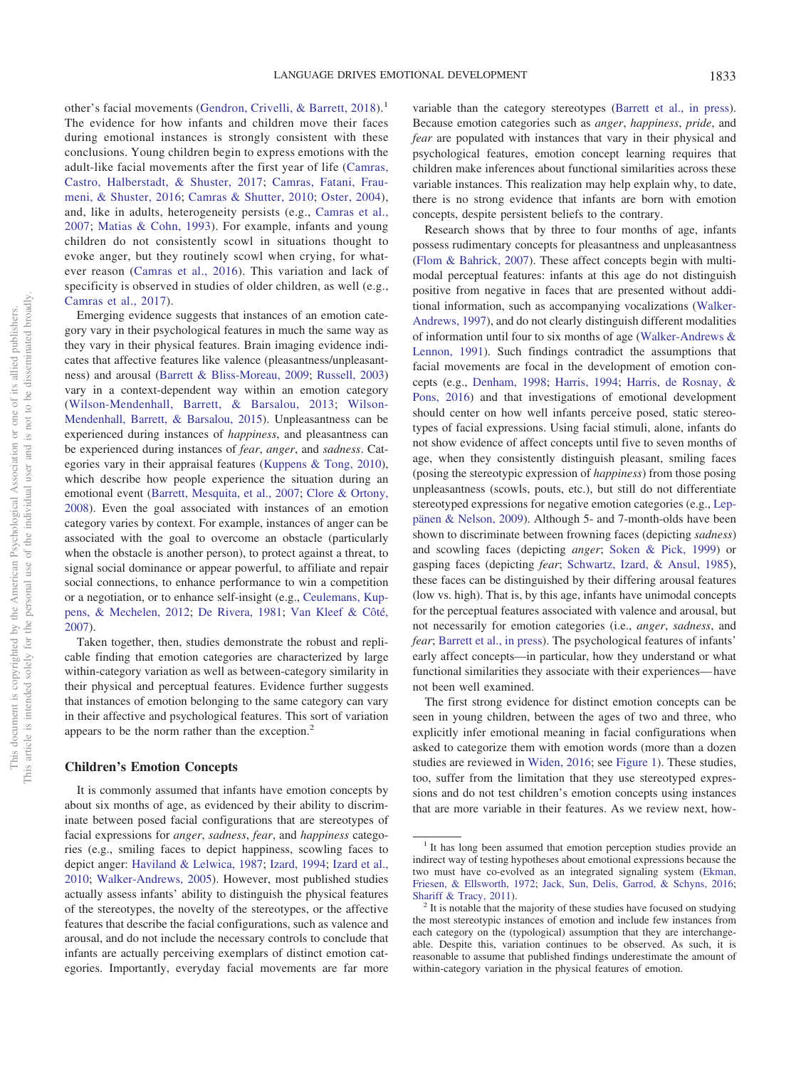other's facial movements (Gendron, Crivelli, & Barrett, 2018).[1] The evidence for how infants and children move their faces during emotional instances is strongly consistent with these conclusions. Young children begin to express emotions with the adult-like facial movements after the first year of life (Camras, Castro, Halberstadt, & Shuster, 2017; Camras, Fatani, Fraumeni, & Shuster, 2016; Camras & Shutter, 2010; Oster, 2004), and, like in adults, heterogeneity persists (e.g., Camras et al., 2007; Matias & Cohn, 1993). For example, infants and young children do not consistently scowl in situations thought to evoke anger, but they routinely scowl when crying, for whatever reason (Camras et al., 2016). This variation and lack of specificity is observed in studies of older children, as well (e.g., Camras et al., 2017).

Emerging evidence suggests that instances of an emotion category vary in their psychological features in much the same way as they vary in their physical features. Brain imaging evidence indicates that affective features like valence (pleasantness/unpleasantness) and arousal (Barrett & Bliss-Moreau, 2009; Russell, 2003) vary in a context-dependent way within an emotion category (Wilson-Mendenhall, Barrett, & Barsalou, 2013; Wilson-Mendenhall, Barrett, & Barsalou, 2015). Unpleasantness can be experienced during instances of *happiness*, and pleasantness can be experienced during instances of *fear*, *anger*, and *sadness*. Categories vary in their appraisal features (Kuppens & Tong, 2010), which describe how people experience the situation during an emotional event (Barrett, Mesquita, et al., 2007; Clore & Ortony, 2008). Even the goal associated with instances of an emotion category varies by context. For example, instances of anger can be associated with the goal to overcome an obstacle (particularly when the obstacle is another person), to protect against a threat, to signal social dominance or appear powerful, to affiliate and repair social connections, to enhance performance to win a competition or a negotiation, or to enhance self-insight (e.g., Ceulemans, Kuppens, & Mechelen, 2012; De Rivera, 1981; Van Kleef & Côté, 2007).

Taken together, then, studies demonstrate the robust and replicable finding that emotion categories are characterized by large within-category variation as well as between-category similarity in their physical and perceptual features. Evidence further suggests that instances of emotion belonging to the same category can vary in their affective and psychological features. This sort of variation appears to be the norm rather than the exception.[2]

### Children's Emotion Concepts

It is commonly assumed that infants have emotion concepts by about six months of age, as evidenced by their ability to discriminate between posed facial configurations that are stereotypes of facial expressions for *anger*, *sadness*, *fear*, and *happiness* categories (e.g., smiling faces to depict happiness, scowling faces to depict anger: Haviland & Lelwica, 1987; Izard, 1994; Izard et al., 2010; Walker-Andrews, 2005). However, most published studies actually assess infants' ability to distinguish the physical features of the stereotypes, the novelty of the stereotypes, or the affective features that describe the facial configurations, such as valence and arousal, and do not include the necessary controls to conclude that infants are actually perceiving exemplars of distinct emotion categories. Importantly, everyday facial movements are far more variable than the category stereotypes (Barrett et al., in press). Because emotion categories such as *anger*, *happiness*, *pride*, and *fear* are populated with instances that vary in their physical and psychological features, emotion concept learning requires that children make inferences about functional similarities across these variable instances. This realization may help explain why, to date, there is no strong evidence that infants are born with emotion concepts, despite persistent beliefs to the contrary.

Research shows that by three to four months of age, infants possess rudimentary concepts for pleasantness and unpleasantness (Flom & Bahrick, 2007). These affect concepts begin with multimodal perceptual features: infants at this age do not distinguish positive from negative in faces that are presented without additional information, such as accompanying vocalizations (Walker-Andrews, 1997), and do not clearly distinguish different modalities of information until four to six months of age (Walker-Andrews & Lennon, 1991). Such findings contradict the assumptions that facial movements are focal in the development of emotion concepts (e.g., Denham, 1998; Harris, 1994; Harris, de Rosnay, & Pons, 2016) and that investigations of emotional development should center on how well infants perceive posed, static stereotypes of facial expressions. Using facial stimuli, alone, infants do not show evidence of affect concepts until five to seven months of age, when they consistently distinguish pleasant, smiling faces (posing the stereotypic expression of *happiness*) from those posing unpleasantness (scowls, pouts, etc.), but still do not differentiate stereotyped expressions for negative emotion categories (e.g., Leppänen & Nelson, 2009). Although 5- and 7-month-olds have been shown to discriminate between frowning faces (depicting *sadness*) and scowling faces (depicting *anger*; Soken & Pick, 1999) or gasping faces (depicting *fear*; Schwartz, Izard, & Ansul, 1985), these faces can be distinguished by their differing arousal features (low vs. high). That is, by this age, infants have unimodal concepts for the perceptual features associated with valence and arousal, but not necessarily for emotion categories (i.e., *anger*, *sadness*, and *fear*; Barrett et al., in press). The psychological features of infants' early affect concepts—in particular, how they understand or what functional similarities they associate with their experiences—have not been well examined.

The first strong evidence for distinct emotion concepts can be seen in young children, between the ages of two and three, who explicitly infer emotional meaning in facial configurations when asked to categorize them with emotion words (more than a dozen studies are reviewed in Widen, 2016; see Figure 1). These studies, too, suffer from the limitation that they use stereotyped expressions and do not test children's emotion concepts using instances that are more variable in their features. As we review next, how-

[1] It has long been assumed that emotion perception studies provide an indirect way of testing hypotheses about emotional expressions because the two must have co-evolved as an integrated signaling system (Ekman, Friesen, & Ellsworth, 1972; Jack, Sun, Delis, Garrod, & Schyns, 2016; Shariff & Tracy, 2011).

[2] It is notable that the majority of these studies have focused on studying the most stereotypic instances of emotion and include few instances from each category on the (typological) assumption that they are interchangeable. Despite this, variation continues to be observed. As such, it is reasonable to assume that published findings underestimate the amount of within-category variation in the physical features of emotion.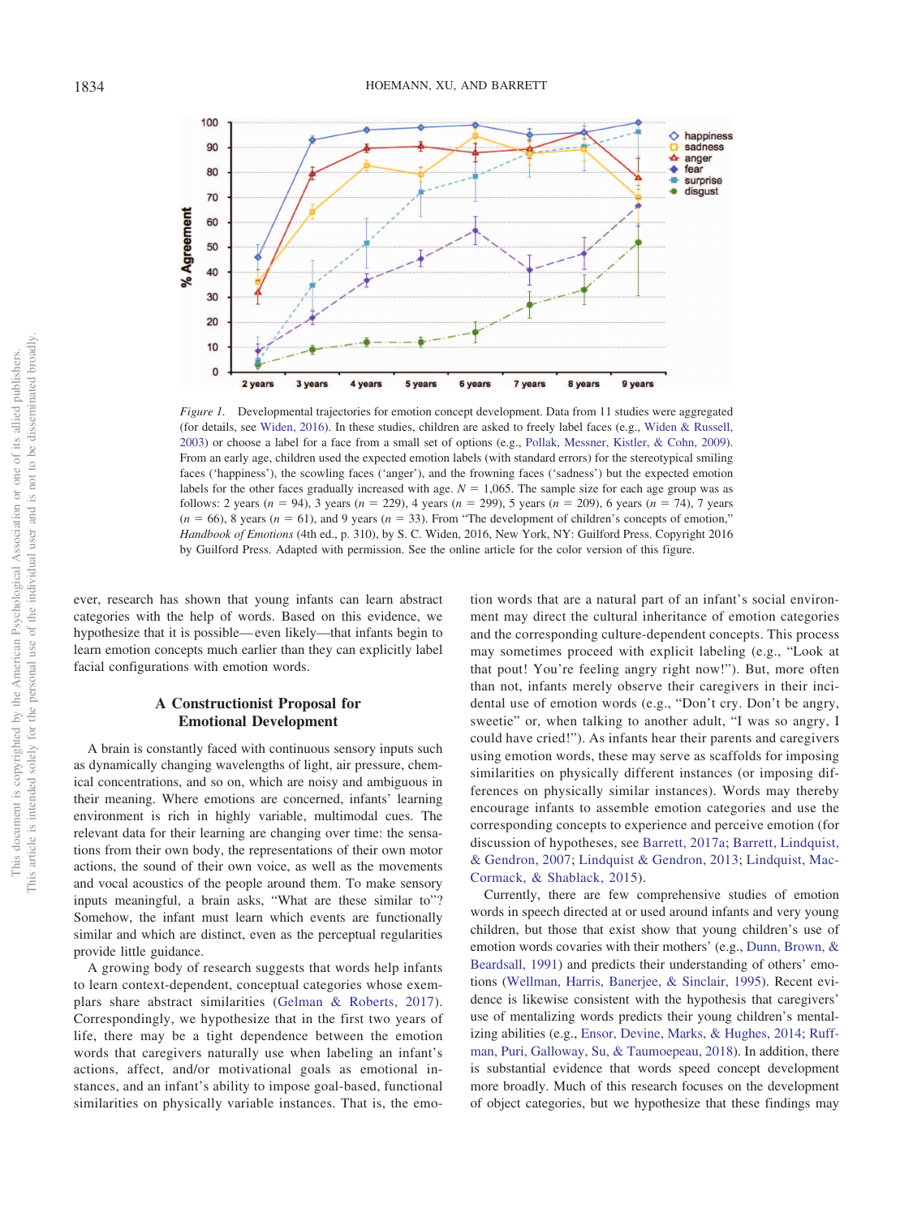*Figure 1.* Developmental trajectories for emotion concept development. Data from 11 studies were aggregated (for details, see Widen, 2016). In these studies, children are asked to freely label faces (e.g., Widen & Russell, 2003) or choose a label for a face from a small set of options (e.g., Pollak, Messner, Kistler, & Cohn, 2009). From an early age, children used the expected emotion labels (with standard errors) for the stereotypical smiling faces ('happiness'), the scowling faces ('anger'), and the frowning faces ('sadness') but the expected emotion labels for the other faces gradually increased with age. $N = 1{,}065$. The sample size for each age group was as follows: 2 years ($n = 94$), 3 years ($n = 229$), 4 years ($n = 299$), 5 years ($n = 209$), 6 years ($n = 74$), 7 years ($n = 66$), 8 years ($n = 61$), and 9 years ($n = 33$). From "The development of children's concepts of emotion," *Handbook of Emotions* (4th ed., p. 310), by S. C. Widen, 2016, New York, NY: Guilford Press. Copyright 2016 by Guilford Press. Adapted with permission. See the online article for the color version of this figure.

ever, research has shown that young infants can learn abstract categories with the help of words. Based on this evidence, we hypothesize that it is possible—even likely—that infants begin to learn emotion concepts much earlier than they can explicitly label facial configurations with emotion words.

## A Constructionist Proposal for Emotional Development

A brain is constantly faced with continuous sensory inputs such as dynamically changing wavelengths of light, air pressure, chemical concentrations, and so on, which are noisy and ambiguous in their meaning. Where emotions are concerned, infants' learning environment is rich in highly variable, multimodal cues. The relevant data for their learning are changing over time: the sensations from their own body, the representations of their own motor actions, the sound of their own voice, as well as the movements and vocal acoustics of the people around them. To make sensory inputs meaningful, a brain asks, "What are these similar to"? Somehow, the infant must learn which events are functionally similar and which are distinct, even as the perceptual regularities provide little guidance.

A growing body of research suggests that words help infants to learn context-dependent, conceptual categories whose exemplars share abstract similarities (Gelman & Roberts, 2017). Correspondingly, we hypothesize that in the first two years of life, there may be a tight dependence between the emotion words that caregivers naturally use when labeling an infant's actions, affect, and/or motivational goals as emotional instances, and an infant's ability to impose goal-based, functional similarities on physically variable instances. That is, the emotion words that are a natural part of an infant's social environment may direct the cultural inheritance of emotion categories and the corresponding culture-dependent concepts. This process may sometimes proceed with explicit labeling (e.g., "Look at that pout! You're feeling angry right now!"). But, more often than not, infants merely observe their caregivers in their incidental use of emotion words (e.g., "Don't cry. Don't be angry, sweetie" or, when talking to another adult, "I was so angry, I could have cried!"). As infants hear their parents and caregivers using emotion words, these may serve as scaffolds for imposing similarities on physically different instances (or imposing differences on physically similar instances). Words may thereby encourage infants to assemble emotion categories and use the corresponding concepts to experience and perceive emotion (for discussion of hypotheses, see Barrett, 2017a; Barrett, Lindquist, & Gendron, 2007; Lindquist & Gendron, 2013; Lindquist, MacCormack, & Shablack, 2015).

Currently, there are few comprehensive studies of emotion words in speech directed at or used around infants and very young children, but those that exist show that young children's use of emotion words covaries with their mothers' (e.g., Dunn, Brown, & Beardsall, 1991) and predicts their understanding of others' emotions (Wellman, Harris, Banerjee, & Sinclair, 1995). Recent evidence is likewise consistent with the hypothesis that caregivers' use of mentalizing words predicts their young children's mentalizing abilities (e.g., Ensor, Devine, Marks, & Hughes, 2014; Ruffman, Puri, Galloway, Su, & Taumoepeau, 2018). In addition, there is substantial evidence that words speed concept development more broadly. Much of this research focuses on the development of object categories, but we hypothesize that these findings may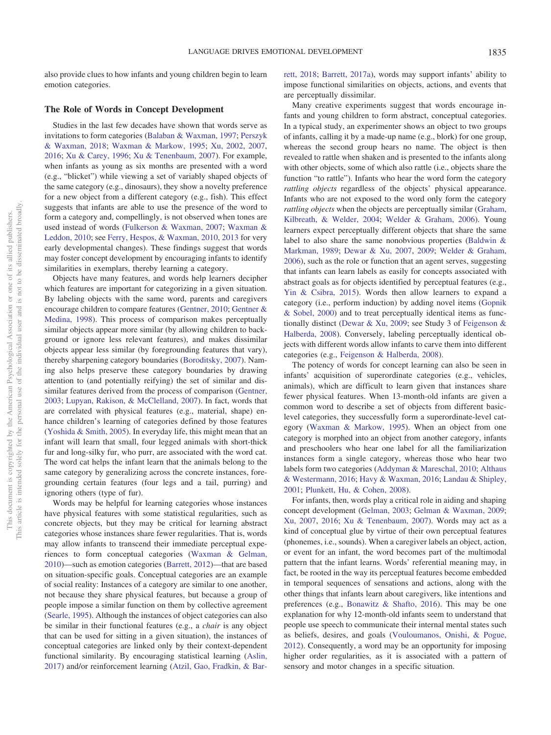also provide clues to how infants and young children begin to learn emotion categories.

## The Role of Words in Concept Development

Studies in the last few decades have shown that words serve as invitations to form categories (Balaban & Waxman, 1997; Perszyk & Waxman, 2018; Waxman & Markow, 1995; Xu, 2002, 2007, 2016; Xu & Carey, 1996; Xu & Tenenbaum, 2007). For example, when infants as young as six months are presented with a word (e.g., "blicket") while viewing a set of variably shaped objects of the same category (e.g., dinosaurs), they show a novelty preference for a new object from a different category (e.g., fish). This effect suggests that infants are able to use the presence of the word to form a category and, compellingly, is not observed when tones are used instead of words (Fulkerson & Waxman, 2007; Waxman & Leddon, 2010; see Ferry, Hespos, & Waxman, 2010, 2013 for very early developmental changes). These findings suggest that words may foster concept development by encouraging infants to identify similarities in exemplars, thereby learning a category.

Objects have many features, and words help learners decipher which features are important for categorizing in a given situation. By labeling objects with the same word, parents and caregivers encourage children to compare features (Gentner, 2010; Gentner & Medina, 1998). This process of comparison makes perceptually similar objects appear more similar (by allowing children to background or ignore less relevant features), and makes dissimilar objects appear less similar (by foregrounding features that vary), thereby sharpening category boundaries (Boroditsky, 2007). Naming also helps preserve these category boundaries by drawing attention to (and potentially reifying) the set of similar and dissimilar features derived from the process of comparison (Gentner, 2003; Lupyan, Rakison, & McClelland, 2007). In fact, words that are correlated with physical features (e.g., material, shape) enhance children's learning of categories defined by those features (Yoshida & Smith, 2005). In everyday life, this might mean that an infant will learn that small, four legged animals with short-thick fur and long-silky fur, who purr, are associated with the word cat. The word cat helps the infant learn that the animals belong to the same category by generalizing across the concrete instances, foregrounding certain features (four legs and a tail, purring) and ignoring others (type of fur).

Words may be helpful for learning categories whose instances have physical features with some statistical regularities, such as concrete objects, but they may be critical for learning abstract categories whose instances share fewer regularities. That is, words may allow infants to transcend their immediate perceptual experiences to form conceptual categories (Waxman & Gelman, 2010)—such as emotion categories (Barrett, 2012)—that are based on situation-specific goals. Conceptual categories are an example of social reality: Instances of a category are similar to one another, not because they share physical features, but because a group of people impose a similar function on them by collective agreement (Searle, 1995). Although the instances of object categories can also be similar in their functional features (e.g., a *chair* is any object that can be used for sitting in a given situation), the instances of conceptual categories are linked only by their context-dependent functional similarity. By encouraging statistical learning (Aslin, 2017) and/or reinforcement learning (Atzil, Gao, Fradkin, & Barrett, 2018; Barrett, 2017a), words may support infants' ability to impose functional similarities on objects, actions, and events that are perceptually dissimilar.

Many creative experiments suggest that words encourage infants and young children to form abstract, conceptual categories. In a typical study, an experimenter shows an object to two groups of infants, calling it by a made-up name (e.g., blork) for one group, whereas the second group hears no name. The object is then revealed to rattle when shaken and is presented to the infants along with other objects, some of which also rattle (i.e., objects share the function "to rattle"). Infants who hear the word form the category *rattling objects* regardless of the objects' physical appearance. Infants who are not exposed to the word only form the category *rattling objects* when the objects are perceptually similar (Graham, Kilbreath, & Welder, 2004; Welder & Graham, 2006). Young learners expect perceptually different objects that share the same label to also share the same nonobvious properties (Baldwin & Markman, 1989; Dewar & Xu, 2007, 2009; Welder & Graham, 2006), such as the role or function that an agent serves, suggesting that infants can learn labels as easily for concepts associated with abstract goals as for objects identified by perceptual features (e.g., Yin & Csibra, 2015). Words then allow learners to expand a category (i.e., perform induction) by adding novel items (Gopnik & Sobel, 2000) and to treat perceptually identical items as functionally distinct (Dewar & Xu, 2009; see Study 3 of Feigenson & Halberda, 2008). Conversely, labeling perceptually identical objects with different words allow infants to carve them into different categories (e.g., Feigenson & Halberda, 2008).

The potency of words for concept learning can also be seen in infants' acquisition of superordinate categories (e.g., vehicles, animals), which are difficult to learn given that instances share fewer physical features. When 13-month-old infants are given a common word to describe a set of objects from different basic-level categories, they successfully form a superordinate-level category (Waxman & Markow, 1995). When an object from one category is morphed into an object from another category, infants and preschoolers who hear one label for all the familiarization instances form a single category, whereas those who hear two labels form two categories (Addyman & Mareschal, 2010; Althaus & Westermann, 2016; Havy & Waxman, 2016; Landau & Shipley, 2001; Plunkett, Hu, & Cohen, 2008).

For infants, then, words play a critical role in aiding and shaping concept development (Gelman, 2003; Gelman & Waxman, 2009; Xu, 2007, 2016; Xu & Tenenbaum, 2007). Words may act as a kind of conceptual glue by virtue of their own perceptual features (phonemes, i.e., sounds). When a caregiver labels an object, action, or event for an infant, the word becomes part of the multimodal pattern that the infant learns. Words' referential meaning may, in fact, be rooted in the way its perceptual features become embedded in temporal sequences of sensations and actions, along with the other things that infants learn about caregivers, like intentions and preferences (e.g., Bonawitz & Shafto, 2016). This may be one explanation for why 12-month-old infants seem to understand that people use speech to communicate their internal mental states such as beliefs, desires, and goals (Vouloumanos, Onishi, & Pogue, 2012). Consequently, a word may be an opportunity for imposing higher order regularities, as it is associated with a pattern of sensory and motor changes in a specific situation.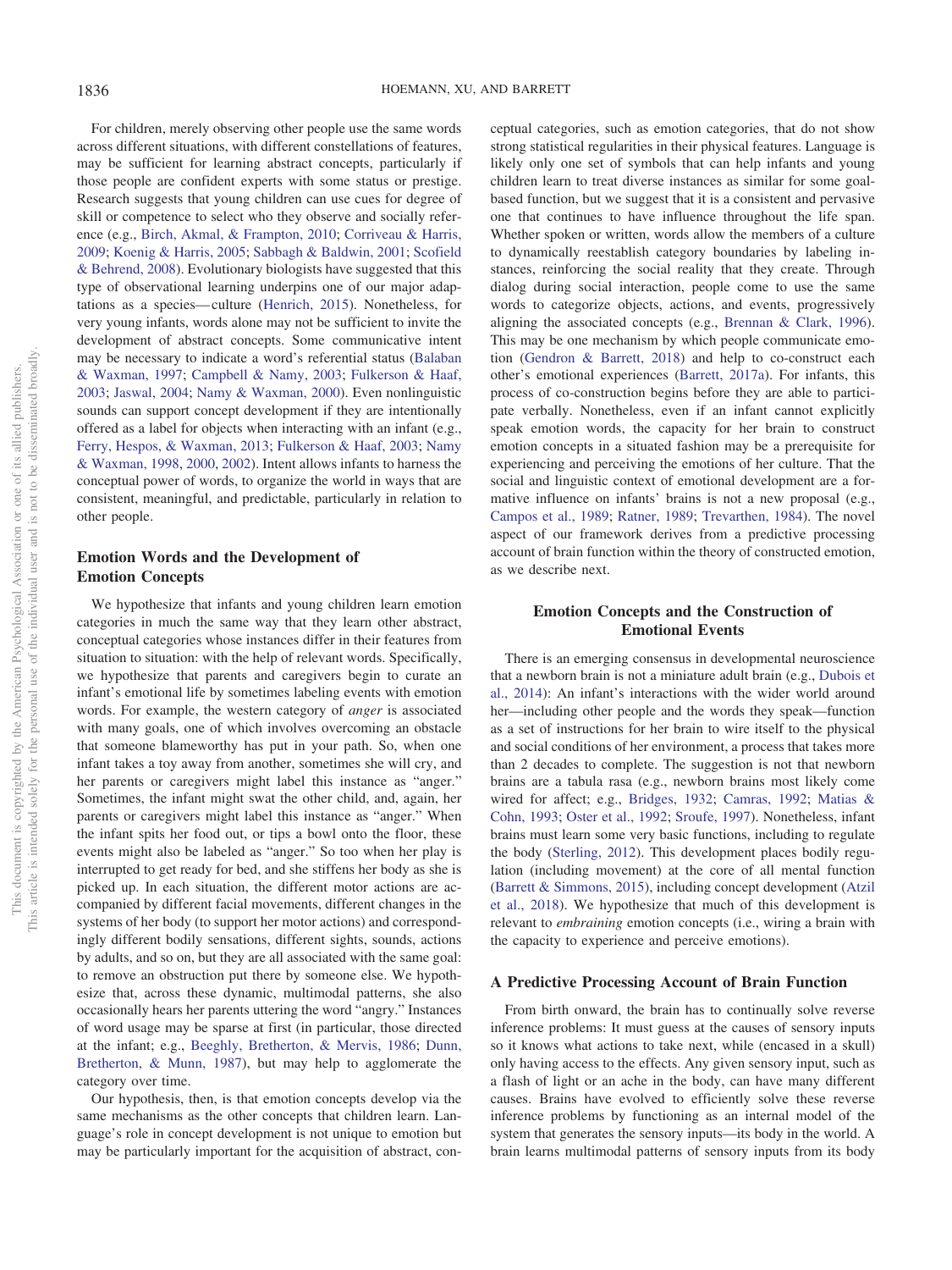For children, merely observing other people use the same words across different situations, with different constellations of features, may be sufficient for learning abstract concepts, particularly if those people are confident experts with some status or prestige. Research suggests that young children can use cues for degree of skill or competence to select who they observe and socially reference (e.g., Birch, Akmal, & Frampton, 2010; Corriveau & Harris, 2009; Koenig & Harris, 2005; Sabbagh & Baldwin, 2001; Scofield & Behrend, 2008). Evolutionary biologists have suggested that this type of observational learning underpins one of our major adaptations as a species—culture (Henrich, 2015). Nonetheless, for very young infants, words alone may not be sufficient to invite the development of abstract concepts. Some communicative intent may be necessary to indicate a word's referential status (Balaban & Waxman, 1997; Campbell & Namy, 2003; Fulkerson & Haaf, 2003; Jaswal, 2004; Namy & Waxman, 2000). Even nonlinguistic sounds can support concept development if they are intentionally offered as a label for objects when interacting with an infant (e.g., Ferry, Hespos, & Waxman, 2013; Fulkerson & Haaf, 2003; Namy & Waxman, 1998, 2000, 2002). Intent allows infants to harness the conceptual power of words, to organize the world in ways that are consistent, meaningful, and predictable, particularly in relation to other people.

## Emotion Words and the Development of Emotion Concepts

We hypothesize that infants and young children learn emotion categories in much the same way that they learn other abstract, conceptual categories whose instances differ in their features from situation to situation: with the help of relevant words. Specifically, we hypothesize that parents and caregivers begin to curate an infant's emotional life by sometimes labeling events with emotion words. For example, the western category of *anger* is associated with many goals, one of which involves overcoming an obstacle that someone blameworthy has put in your path. So, when one infant takes a toy away from another, sometimes she will cry, and her parents or caregivers might label this instance as "anger." Sometimes, the infant might swat the other child, and, again, her parents or caregivers might label this instance as "anger." When the infant spits her food out, or tips a bowl onto the floor, these events might also be labeled as "anger." So too when her play is interrupted to get ready for bed, and she stiffens her body as she is picked up. In each situation, the different motor actions are accompanied by different facial movements, different changes in the systems of her body (to support her motor actions) and correspondingly different bodily sensations, different sights, sounds, actions by adults, and so on, but they are all associated with the same goal: to remove an obstruction put there by someone else. We hypothesize that, across these dynamic, multimodal patterns, she also occasionally hears her parents uttering the word "angry." Instances of word usage may be sparse at first (in particular, those directed at the infant; e.g., Beeghly, Bretherton, & Mervis, 1986; Dunn, Bretherton, & Munn, 1987), but may help to agglomerate the category over time.

Our hypothesis, then, is that emotion concepts develop via the same mechanisms as the other concepts that children learn. Language's role in concept development is not unique to emotion but may be particularly important for the acquisition of abstract, conceptual categories, such as emotion categories, that do not show strong statistical regularities in their physical features. Language is likely only one set of symbols that can help infants and young children learn to treat diverse instances as similar for some goal-based function, but we suggest that it is a consistent and pervasive one that continues to have influence throughout the life span. Whether spoken or written, words allow the members of a culture to dynamically reestablish category boundaries by labeling instances, reinforcing the social reality that they create. Through dialog during social interaction, people come to use the same words to categorize objects, actions, and events, progressively aligning the associated concepts (e.g., Brennan & Clark, 1996). This may be one mechanism by which people communicate emotion (Gendron & Barrett, 2018) and help to co-construct each other's emotional experiences (Barrett, 2017a). For infants, this process of co-construction begins before they are able to participate verbally. Nonetheless, even if an infant cannot explicitly speak emotion words, the capacity for her brain to construct emotion concepts in a situated fashion may be a prerequisite for experiencing and perceiving the emotions of her culture. That the social and linguistic context of emotional development are a formative influence on infants' brains is not a new proposal (e.g., Campos et al., 1989; Ratner, 1989; Trevarthen, 1984). The novel aspect of our framework derives from a predictive processing account of brain function within the theory of constructed emotion, as we describe next.

## Emotion Concepts and the Construction of Emotional Events

There is an emerging consensus in developmental neuroscience that a newborn brain is not a miniature adult brain (e.g., Dubois et al., 2014): An infant's interactions with the wider world around her—including other people and the words they speak—function as a set of instructions for her brain to wire itself to the physical and social conditions of her environment, a process that takes more than 2 decades to complete. The suggestion is not that newborn brains are a tabula rasa (e.g., newborn brains most likely come wired for affect; e.g., Bridges, 1932; Camras, 1992; Matias & Cohn, 1993; Oster et al., 1992; Sroufe, 1997). Nonetheless, infant brains must learn some very basic functions, including to regulate the body (Sterling, 2012). This development places bodily regulation (including movement) at the core of all mental function (Barrett & Simmons, 2015), including concept development (Atzil et al., 2018). We hypothesize that much of this development is relevant to *embraining* emotion concepts (i.e., wiring a brain with the capacity to experience and perceive emotions).

### A Predictive Processing Account of Brain Function

From birth onward, the brain has to continually solve reverse inference problems: It must guess at the causes of sensory inputs so it knows what actions to take next, while (encased in a skull) only having access to the effects. Any given sensory input, such as a flash of light or an ache in the body, can have many different causes. Brains have evolved to efficiently solve these reverse inference problems by functioning as an internal model of the system that generates the sensory inputs—its body in the world. A brain learns multimodal patterns of sensory inputs from its body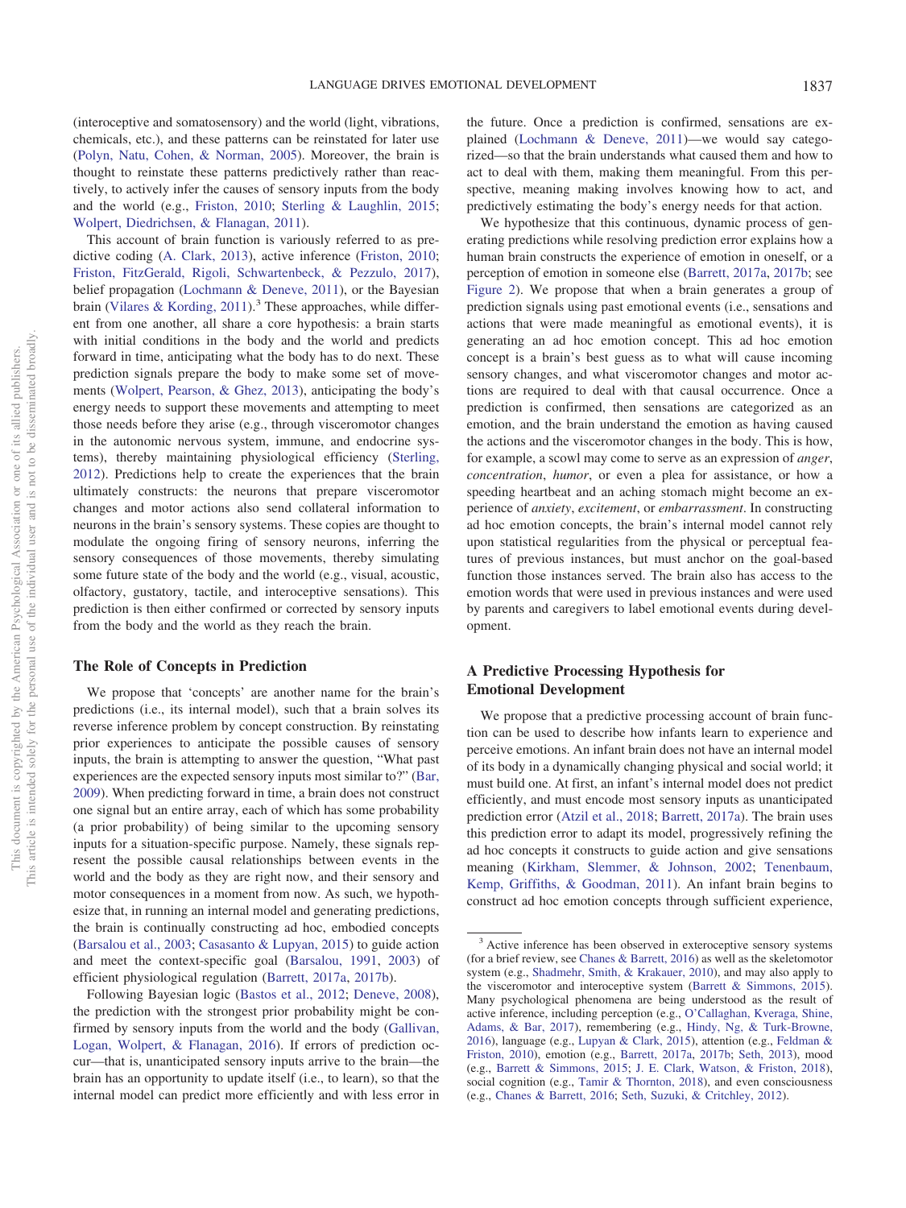(interoceptive and somatosensory) and the world (light, vibrations, chemicals, etc.), and these patterns can be reinstated for later use (Polyn, Natu, Cohen, & Norman, 2005). Moreover, the brain is thought to reinstate these patterns predictively rather than reactively, to actively infer the causes of sensory inputs from the body and the world (e.g., Friston, 2010; Sterling & Laughlin, 2015; Wolpert, Diedrichsen, & Flanagan, 2011).

This account of brain function is variously referred to as predictive coding (A. Clark, 2013), active inference (Friston, 2010; Friston, FitzGerald, Rigoli, Schwartenbeck, & Pezzulo, 2017), belief propagation (Lochmann & Deneve, 2011), or the Bayesian brain (Vilares & Kording, 2011).[3] These approaches, while different from one another, all share a core hypothesis: a brain starts with initial conditions in the body and the world and predicts forward in time, anticipating what the body has to do next. These prediction signals prepare the body to make some set of movements (Wolpert, Pearson, & Ghez, 2013), anticipating the body's energy needs to support these movements and attempting to meet those needs before they arise (e.g., through visceromotor changes in the autonomic nervous system, immune, and endocrine systems), thereby maintaining physiological efficiency (Sterling, 2012). Predictions help to create the experiences that the brain ultimately constructs: the neurons that prepare visceromotor changes and motor actions also send collateral information to neurons in the brain's sensory systems. These copies are thought to modulate the ongoing firing of sensory neurons, inferring the sensory consequences of those movements, thereby simulating some future state of the body and the world (e.g., visual, acoustic, olfactory, gustatory, tactile, and interoceptive sensations). This prediction is then either confirmed or corrected by sensory inputs from the body and the world as they reach the brain.

### The Role of Concepts in Prediction

We propose that 'concepts' are another name for the brain's predictions (i.e., its internal model), such that a brain solves its reverse inference problem by concept construction. By reinstating prior experiences to anticipate the possible causes of sensory inputs, the brain is attempting to answer the question, "What past experiences are the expected sensory inputs most similar to?" (Bar, 2009). When predicting forward in time, a brain does not construct one signal but an entire array, each of which has some probability (a prior probability) of being similar to the upcoming sensory inputs for a situation-specific purpose. Namely, these signals represent the possible causal relationships between events in the world and the body as they are right now, and their sensory and motor consequences in a moment from now. As such, we hypothesize that, in running an internal model and generating predictions, the brain is continually constructing ad hoc, embodied concepts (Barsalou et al., 2003; Casasanto & Lupyan, 2015) to guide action and meet the context-specific goal (Barsalou, 1991, 2003) of efficient physiological regulation (Barrett, 2017a, 2017b).

Following Bayesian logic (Bastos et al., 2012; Deneve, 2008), the prediction with the strongest prior probability might be confirmed by sensory inputs from the world and the body (Gallivan, Logan, Wolpert, & Flanagan, 2016). If errors of prediction occur—that is, unanticipated sensory inputs arrive to the brain—the brain has an opportunity to update itself (i.e., to learn), so that the internal model can predict more efficiently and with less error in the future. Once a prediction is confirmed, sensations are explained (Lochmann & Deneve, 2011)—we would say categorized—so that the brain understands what caused them and how to act to deal with them, making them meaningful. From this perspective, meaning making involves knowing how to act, and predictively estimating the body's energy needs for that action.

We hypothesize that this continuous, dynamic process of generating predictions while resolving prediction error explains how a human brain constructs the experience of emotion in oneself, or a perception of emotion in someone else (Barrett, 2017a, 2017b; see Figure 2). We propose that when a brain generates a group of prediction signals using past emotional events (i.e., sensations and actions that were made meaningful as emotional events), it is generating an ad hoc emotion concept. This ad hoc emotion concept is a brain's best guess as to what will cause incoming sensory changes, and what visceromotor changes and motor actions are required to deal with that causal occurrence. Once a prediction is confirmed, then sensations are categorized as an emotion, and the brain understand the emotion as having caused the actions and the visceromotor changes in the body. This is how, for example, a scowl may come to serve as an expression of *anger*, *concentration*, *humor*, or even a plea for assistance, or how a speeding heartbeat and an aching stomach might become an experience of *anxiety*, *excitement*, or *embarrassment*. In constructing ad hoc emotion concepts, the brain's internal model cannot rely upon statistical regularities from the physical or perceptual features of previous instances, but must anchor on the goal-based function those instances served. The brain also has access to the emotion words that were used in previous instances and were used by parents and caregivers to label emotional events during development.

### A Predictive Processing Hypothesis for Emotional Development

We propose that a predictive processing account of brain function can be used to describe how infants learn to experience and perceive emotions. An infant brain does not have an internal model of its body in a dynamically changing physical and social world; it must build one. At first, an infant's internal model does not predict efficiently, and must encode most sensory inputs as unanticipated prediction error (Atzil et al., 2018; Barrett, 2017a). The brain uses this prediction error to adapt its model, progressively refining the ad hoc concepts it constructs to guide action and give sensations meaning (Kirkham, Slemmer, & Johnson, 2002; Tenenbaum, Kemp, Griffiths, & Goodman, 2011). An infant brain begins to construct ad hoc emotion concepts through sufficient experience,

---

[3] Active inference has been observed in exteroceptive sensory systems (for a brief review, see Chanes & Barrett, 2016) as well as the skeletomotor system (e.g., Shadmehr, Smith, & Krakauer, 2010), and may also apply to the visceromotor and interoceptive system (Barrett & Simmons, 2015). Many psychological phenomena are being understood as the result of active inference, including perception (e.g., O'Callaghan, Kveraga, Shine, Adams, & Bar, 2017), remembering (e.g., Hindy, Ng, & Turk-Browne, 2016), language (e.g., Lupyan & Clark, 2015), attention (e.g., Feldman & Friston, 2010), emotion (e.g., Barrett, 2017a, 2017b; Seth, 2013), mood (e.g., Barrett & Simmons, 2015; J. E. Clark, Watson, & Friston, 2018), social cognition (e.g., Tamir & Thornton, 2018), and even consciousness (e.g., Chanes & Barrett, 2016; Seth, Suzuki, & Critchley, 2012).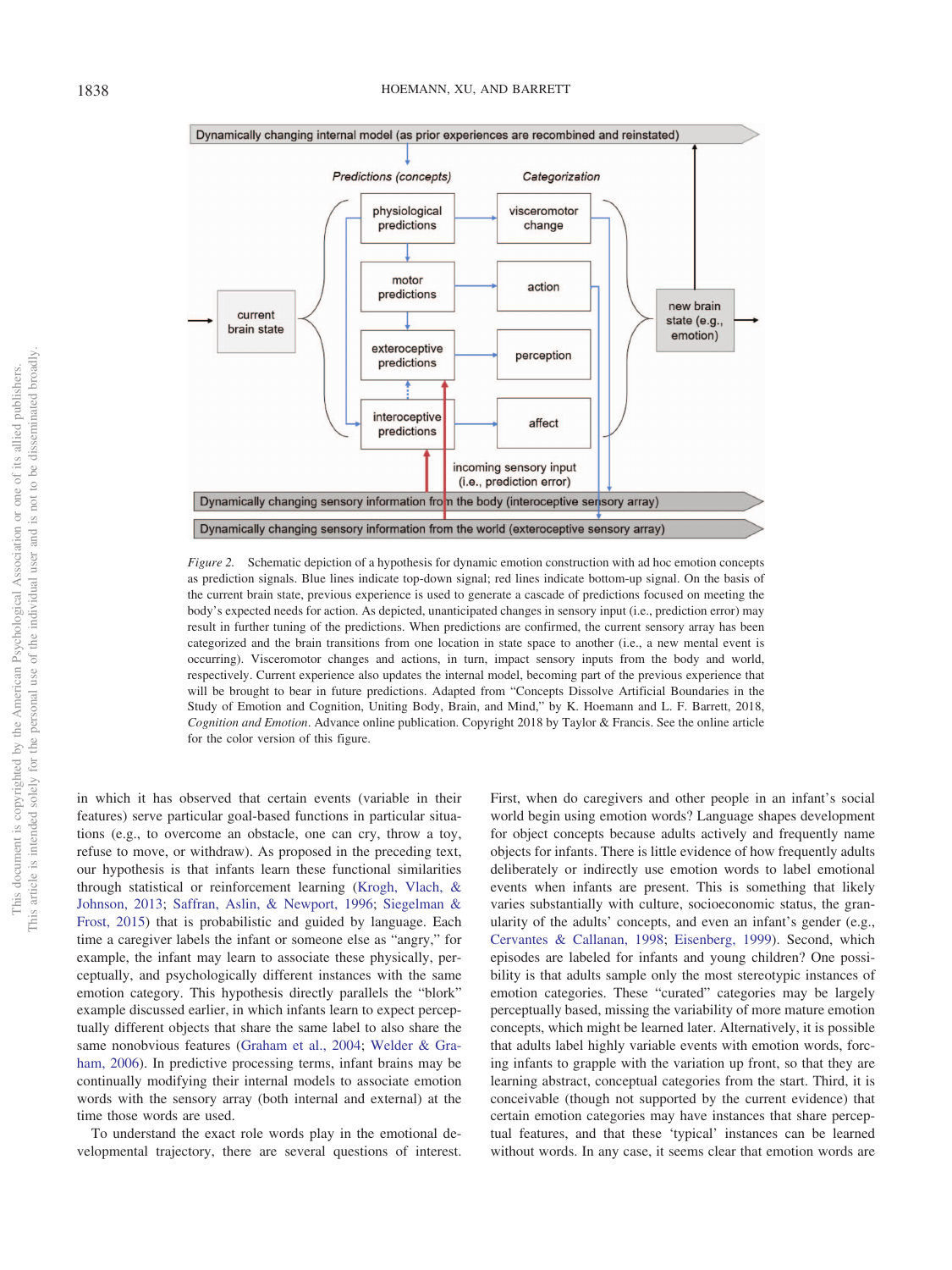Figure 2. Schematic depiction of a hypothesis for dynamic emotion construction with ad hoc emotion concepts as prediction signals. Blue lines indicate top-down signal; red lines indicate bottom-up signal. On the basis of the current brain state, previous experience is used to generate a cascade of predictions focused on meeting the body's expected needs for action. As depicted, unanticipated changes in sensory input (i.e., prediction error) may result in further tuning of the predictions. When predictions are confirmed, the current sensory array has been categorized and the brain transitions from one location in state space to another (i.e., a new mental event is occurring). Visceromotor changes and actions, in turn, impact sensory inputs from the body and world, respectively. Current experience also updates the internal model, becoming part of the previous experience that will be brought to bear in future predictions. Adapted from "Concepts Dissolve Artificial Boundaries in the Study of Emotion and Cognition, Uniting Body, Brain, and Mind," by K. Hoemann and L. F. Barrett, 2018, *Cognition and Emotion*. Advance online publication. Copyright 2018 by Taylor & Francis. See the online article for the color version of this figure.

in which it has observed that certain events (variable in their features) serve particular goal-based functions in particular situations (e.g., to overcome an obstacle, one can cry, throw a toy, refuse to move, or withdraw). As proposed in the preceding text, our hypothesis is that infants learn these functional similarities through statistical or reinforcement learning (Krogh, Vlach, & Johnson, 2013; Saffran, Aslin, & Newport, 1996; Siegelman & Frost, 2015) that is probabilistic and guided by language. Each time a caregiver labels the infant or someone else as "angry," for example, the infant may learn to associate these physically, perceptually, and psychologically different instances with the same emotion category. This hypothesis directly parallels the "blork" example discussed earlier, in which infants learn to expect perceptually different objects that share the same label to also share the same nonobvious features (Graham et al., 2004; Welder & Graham, 2006). In predictive processing terms, infant brains may be continually modifying their internal models to associate emotion words with the sensory array (both internal and external) at the time those words are used.

To understand the exact role words play in the emotional developmental trajectory, there are several questions of interest. First, when do caregivers and other people in an infant's social world begin using emotion words? Language shapes development for object concepts because adults actively and frequently name objects for infants. There is little evidence of how frequently adults deliberately or indirectly use emotion words to label emotional events when infants are present. This is something that likely varies substantially with culture, socioeconomic status, the granularity of the adults' concepts, and even an infant's gender (e.g., Cervantes & Callanan, 1998; Eisenberg, 1999). Second, which episodes are labeled for infants and young children? One possibility is that adults sample only the most stereotypic instances of emotion categories. These "curated" categories may be largely perceptually based, missing the variability of more mature emotion concepts, which might be learned later. Alternatively, it is possible that adults label highly variable events with emotion words, forcing infants to grapple with the variation up front, so that they are learning abstract, conceptual categories from the start. Third, it is conceivable (though not supported by the current evidence) that certain emotion categories may have instances that share perceptual features, and that these 'typical' instances can be learned without words. In any case, it seems clear that emotion words are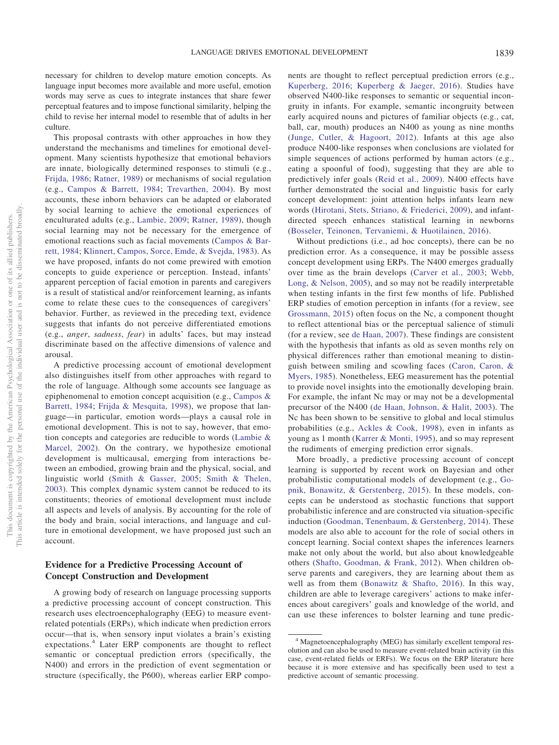necessary for children to develop mature emotion concepts. As language input becomes more available and more useful, emotion words may serve as cues to integrate instances that share fewer perceptual features and to impose functional similarity, helping the child to revise her internal model to resemble that of adults in her culture.

This proposal contrasts with other approaches in how they understand the mechanisms and timelines for emotional development. Many scientists hypothesize that emotional behaviors are innate, biologically determined responses to stimuli (e.g., Frijda, 1986; Ratner, 1989) or mechanisms of social regulation (e.g., Campos & Barrett, 1984; Trevarthen, 2004). By most accounts, these inborn behaviors can be adapted or elaborated by social learning to achieve the emotional experiences of enculturated adults (e.g., Lambie, 2009; Ratner, 1989), though social learning may not be necessary for the emergence of emotional reactions such as facial movements (Campos & Barrett, 1984; Klinnert, Campos, Sorce, Emde, & Svejda, 1983). As we have proposed, infants do not come prewired with emotion concepts to guide experience or perception. Instead, infants' apparent perception of facial emotion in parents and caregivers is a result of statistical and/or reinforcement learning, as infants come to relate these cues to the consequences of caregivers' behavior. Further, as reviewed in the preceding text, evidence suggests that infants do not perceive differentiated emotions (e.g., *anger*, *sadness*, *fear*) in adults' faces, but may instead discriminate based on the affective dimensions of valence and arousal.

A predictive processing account of emotional development also distinguishes itself from other approaches with regard to the role of language. Although some accounts see language as epiphenomenal to emotion concept acquisition (e.g., Campos & Barrett, 1984; Frijda & Mesquita, 1998), we propose that language—in particular, emotion words—plays a causal role in emotional development. This is not to say, however, that emotion concepts and categories are reducible to words (Lambie & Marcel, 2002). On the contrary, we hypothesize emotional development is multicausal, emerging from interactions between an embodied, growing brain and the physical, social, and linguistic world (Smith & Gasser, 2005; Smith & Thelen, 2003). This complex dynamic system cannot be reduced to its constituents; theories of emotional development must include all aspects and levels of analysis. By accounting for the role of the body and brain, social interactions, and language and culture in emotional development, we have proposed just such an account.

## Evidence for a Predictive Processing Account of Concept Construction and Development

A growing body of research on language processing supports a predictive processing account of concept construction. This research uses electroencephalography (EEG) to measure event-related potentials (ERPs), which indicate when prediction errors occur—that is, when sensory input violates a brain's existing expectations.[4] Later ERP components are thought to reflect semantic or conceptual prediction errors (specifically, the N400) and errors in the prediction of event segmentation or structure (specifically, the P600), whereas earlier ERP components are thought to reflect perceptual prediction errors (e.g., Kuperberg, 2016; Kuperberg & Jaeger, 2016). Studies have observed N400-like responses to semantic or sequential incongruity in infants. For example, semantic incongruity between early acquired nouns and pictures of familiar objects (e.g., cat, ball, car, mouth) produces an N400 as young as nine months (Junge, Cutler, & Hagoort, 2012). Infants at this age also produce N400-like responses when conclusions are violated for simple sequences of actions performed by human actors (e.g., eating a spoonful of food), suggesting that they are able to predictively infer goals (Reid et al., 2009). N400 effects have further demonstrated the social and linguistic basis for early concept development: joint attention helps infants learn new words (Hirotani, Stets, Striano, & Friederici, 2009), and infant-directed speech enhances statistical learning in newborns (Bosseler, Teinonen, Tervaniemi, & Huotilainen, 2016).

Without predictions (i.e., ad hoc concepts), there can be no prediction error. As a consequence, it may be possible assess concept development using ERPs. The N400 emerges gradually over time as the brain develops (Carver et al., 2003; Webb, Long, & Nelson, 2005), and so may not be readily interpretable when testing infants in the first few months of life. Published ERP studies of emotion perception in infants (for a review, see Grossmann, 2015) often focus on the Nc, a component thought to reflect attentional bias or the perceptual salience of stimuli (for a review, see de Haan, 2007). These findings are consistent with the hypothesis that infants as old as seven months rely on physical differences rather than emotional meaning to distinguish between smiling and scowling faces (Caron, Caron, & Myers, 1985). Nonetheless, EEG measurement has the potential to provide novel insights into the emotionally developing brain. For example, the infant Nc may or may not be a developmental precursor of the N400 (de Haan, Johnson, & Halit, 2003). The Nc has been shown to be sensitive to global and local stimulus probabilities (e.g., Ackles & Cook, 1998), even in infants as young as 1 month (Karrer & Monti, 1995), and so may represent the rudiments of emerging prediction error signals.

More broadly, a predictive processing account of concept learning is supported by recent work on Bayesian and other probabilistic computational models of development (e.g., Gopnik, Bonawitz, & Gerstenberg, 2015). In these models, concepts can be understood as stochastic functions that support probabilistic inference and are constructed via situation-specific induction (Goodman, Tenenbaum, & Gerstenberg, 2014). These models are also able to account for the role of social others in concept learning. Social context shapes the inferences learners make not only about the world, but also about knowledgeable others (Shafto, Goodman, & Frank, 2012). When children observe parents and caregivers, they are learning about them as well as from them (Bonawitz & Shafto, 2016). In this way, children are able to leverage caregivers' actions to make inferences about caregivers' goals and knowledge of the world, and can use these inferences to bolster learning and tune predic-

[4] Magnetoencephalography (MEG) has similarly excellent temporal resolution and can also be used to measure event-related brain activity (in this case, event-related fields or ERFs). We focus on the ERP literature here because it is more extensive and has specifically been used to test a predictive account of semantic processing.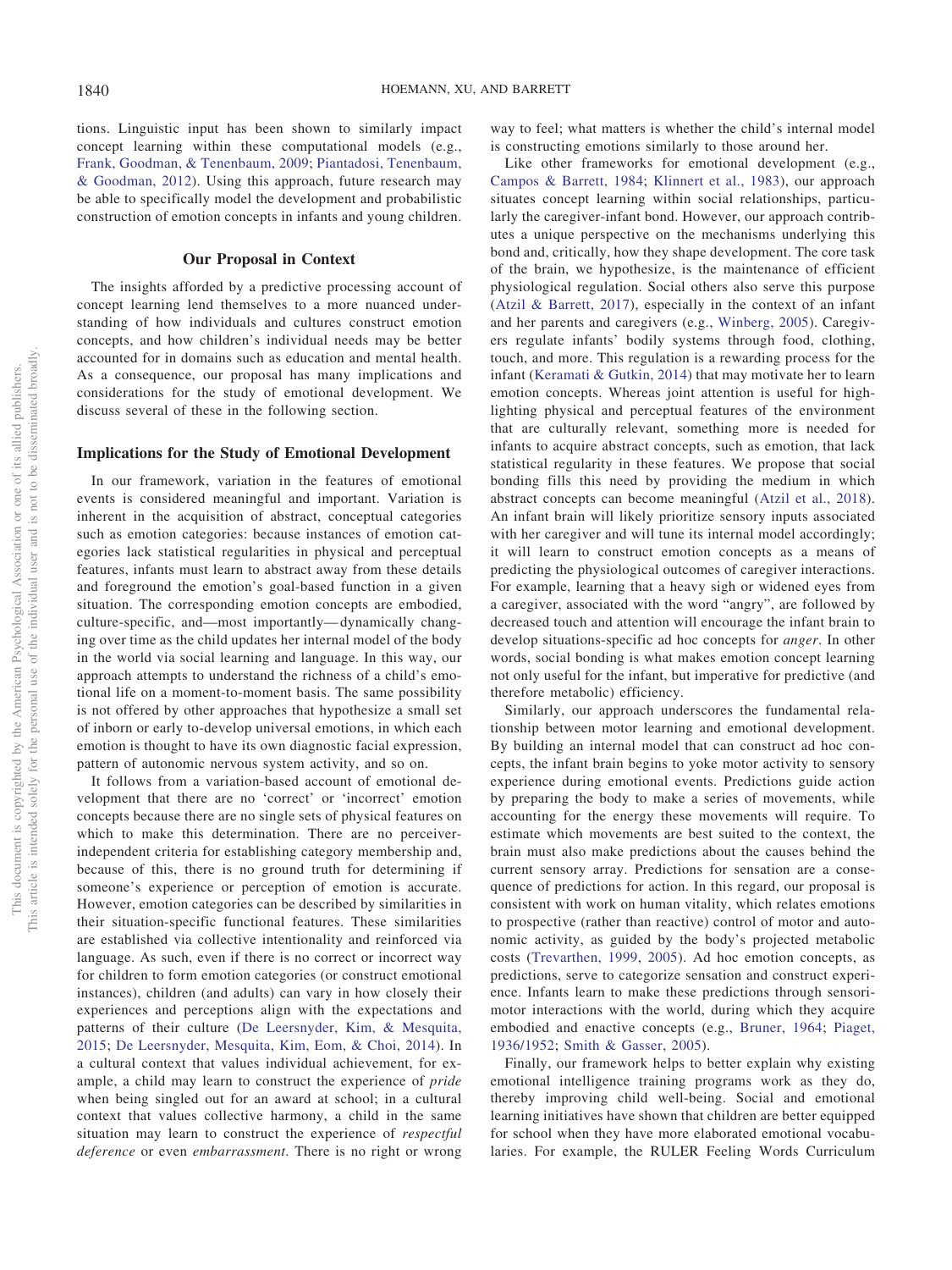tions. Linguistic input has been shown to similarly impact concept learning within these computational models (e.g., Frank, Goodman, & Tenenbaum, 2009; Piantadosi, Tenenbaum, & Goodman, 2012). Using this approach, future research may be able to specifically model the development and probabilistic construction of emotion concepts in infants and young children.

## Our Proposal in Context

The insights afforded by a predictive processing account of concept learning lend themselves to a more nuanced understanding of how individuals and cultures construct emotion concepts, and how children's individual needs may be better accounted for in domains such as education and mental health. As a consequence, our proposal has many implications and considerations for the study of emotional development. We discuss several of these in the following section.

### Implications for the Study of Emotional Development

In our framework, variation in the features of emotional events is considered meaningful and important. Variation is inherent in the acquisition of abstract, conceptual categories such as emotion categories: because instances of emotion categories lack statistical regularities in physical and perceptual features, infants must learn to abstract away from these details and foreground the emotion's goal-based function in a given situation. The corresponding emotion concepts are embodied, culture-specific, and—most importantly—dynamically changing over time as the child updates her internal model of the body in the world via social learning and language. In this way, our approach attempts to understand the richness of a child's emotional life on a moment-to-moment basis. The same possibility is not offered by other approaches that hypothesize a small set of inborn or early to-develop universal emotions, in which each emotion is thought to have its own diagnostic facial expression, pattern of autonomic nervous system activity, and so on.

It follows from a variation-based account of emotional development that there are no 'correct' or 'incorrect' emotion concepts because there are no single sets of physical features on which to make this determination. There are no perceiver-independent criteria for establishing category membership and, because of this, there is no ground truth for determining if someone's experience or perception of emotion is accurate. However, emotion categories can be described by similarities in their situation-specific functional features. These similarities are established via collective intentionality and reinforced via language. As such, even if there is no correct or incorrect way for children to form emotion categories (or construct emotional instances), children (and adults) can vary in how closely their experiences and perceptions align with the expectations and patterns of their culture (De Leersnyder, Kim, & Mesquita, 2015; De Leersnyder, Mesquita, Kim, Eom, & Choi, 2014). In a cultural context that values individual achievement, for example, a child may learn to construct the experience of *pride* when being singled out for an award at school; in a cultural context that values collective harmony, a child in the same situation may learn to construct the experience of *respectful deference* or even *embarrassment*. There is no right or wrong way to feel; what matters is whether the child's internal model is constructing emotions similarly to those around her.

Like other frameworks for emotional development (e.g., Campos & Barrett, 1984; Klinnert et al., 1983), our approach situates concept learning within social relationships, particularly the caregiver-infant bond. However, our approach contributes a unique perspective on the mechanisms underlying this bond and, critically, how they shape development. The core task of the brain, we hypothesize, is the maintenance of efficient physiological regulation. Social others also serve this purpose (Atzil & Barrett, 2017), especially in the context of an infant and her parents and caregivers (e.g., Winberg, 2005). Caregivers regulate infants' bodily systems through food, clothing, touch, and more. This regulation is a rewarding process for the infant (Keramati & Gutkin, 2014) that may motivate her to learn emotion concepts. Whereas joint attention is useful for highlighting physical and perceptual features of the environment that are culturally relevant, something more is needed for infants to acquire abstract concepts, such as emotion, that lack statistical regularity in these features. We propose that social bonding fills this need by providing the medium in which abstract concepts can become meaningful (Atzil et al., 2018). An infant brain will likely prioritize sensory inputs associated with her caregiver and will tune its internal model accordingly; it will learn to construct emotion concepts as a means of predicting the physiological outcomes of caregiver interactions. For example, learning that a heavy sigh or widened eyes from a caregiver, associated with the word "angry", are followed by decreased touch and attention will encourage the infant brain to develop situations-specific ad hoc concepts for *anger*. In other words, social bonding is what makes emotion concept learning not only useful for the infant, but imperative for predictive (and therefore metabolic) efficiency.

Similarly, our approach underscores the fundamental relationship between motor learning and emotional development. By building an internal model that can construct ad hoc concepts, the infant brain begins to yoke motor activity to sensory experience during emotional events. Predictions guide action by preparing the body to make a series of movements, while accounting for the energy these movements will require. To estimate which movements are best suited to the context, the brain must also make predictions about the causes behind the current sensory array. Predictions for sensation are a consequence of predictions for action. In this regard, our proposal is consistent with work on human vitality, which relates emotions to prospective (rather than reactive) control of motor and autonomic activity, as guided by the body's projected metabolic costs (Trevarthen, 1999, 2005). Ad hoc emotion concepts, as predictions, serve to categorize sensation and construct experience. Infants learn to make these predictions through sensorimotor interactions with the world, during which they acquire embodied and enactive concepts (e.g., Bruner, 1964; Piaget, 1936/1952; Smith & Gasser, 2005).

Finally, our framework helps to better explain why existing emotional intelligence training programs work as they do, thereby improving child well-being. Social and emotional learning initiatives have shown that children are better equipped for school when they have more elaborated emotional vocabularies. For example, the RULER Feeling Words Curriculum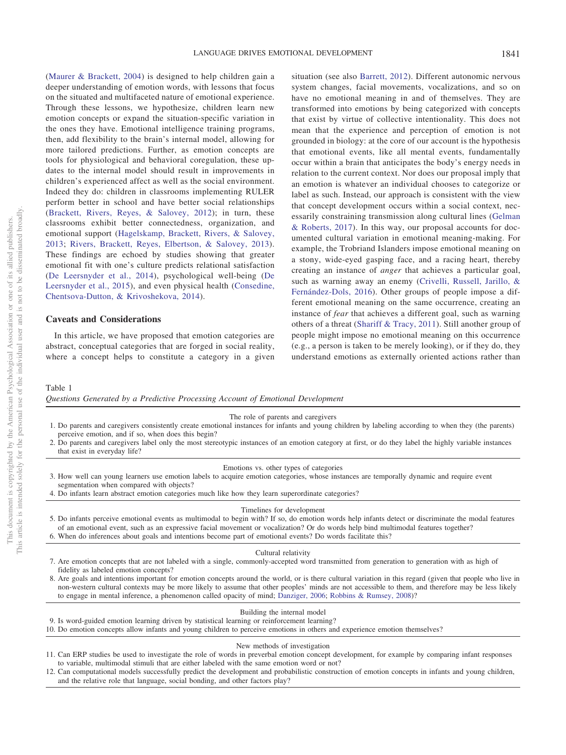(Maurer & Brackett, 2004) is designed to help children gain a deeper understanding of emotion words, with lessons that focus on the situated and multifaceted nature of emotional experience. Through these lessons, we hypothesize, children learn new emotion concepts or expand the situation-specific variation in the ones they have. Emotional intelligence training programs, then, add flexibility to the brain's internal model, allowing for more tailored predictions. Further, as emotion concepts are tools for physiological and behavioral coregulation, these updates to the internal model should result in improvements in children's experienced affect as well as the social environment. Indeed they do: children in classrooms implementing RULER perform better in school and have better social relationships (Brackett, Rivers, Reyes, & Salovey, 2012); in turn, these classrooms exhibit better connectedness, organization, and emotional support (Hagelskamp, Brackett, Rivers, & Salovey, 2013; Rivers, Brackett, Reyes, Elbertson, & Salovey, 2013). These findings are echoed by studies showing that greater emotional fit with one's culture predicts relational satisfaction (De Leersnyder et al., 2014), psychological well-being (De Leersnyder et al., 2015), and even physical health (Consedine, Chentsova-Dutton, & Krivoshekova, 2014).

## Caveats and Considerations

In this article, we have proposed that emotion categories are abstract, conceptual categories that are forged in social reality, where a concept helps to constitute a category in a given situation (see also Barrett, 2012). Different autonomic nervous system changes, facial movements, vocalizations, and so on have no emotional meaning in and of themselves. They are transformed into emotions by being categorized with concepts that exist by virtue of collective intentionality. This does not mean that the experience and perception of emotion is not grounded in biology: at the core of our account is the hypothesis that emotional events, like all mental events, fundamentally occur within a brain that anticipates the body's energy needs in relation to the current context. Nor does our proposal imply that an emotion is whatever an individual chooses to categorize or label as such. Instead, our approach is consistent with the view that concept development occurs within a social context, necessarily constraining transmission along cultural lines (Gelman & Roberts, 2017). In this way, our proposal accounts for documented cultural variation in emotional meaning-making. For example, the Trobriand Islanders impose emotional meaning on a stony, wide-eyed gasping face, and a racing heart, thereby creating an instance of *anger* that achieves a particular goal, such as warning away an enemy (Crivelli, Russell, Jarillo, & Fernández-Dols, 2016). Other groups of people impose a different emotional meaning on the same occurrence, creating an instance of *fear* that achieves a different goal, such as warning others of a threat (Shariff & Tracy, 2011). Still another group of people might impose no emotional meaning on this occurrence (e.g., a person is taken to be merely looking), or if they do, they understand emotions as externally oriented actions rather than

Table 1
*Questions Generated by a Predictive Processing Account of Emotional Development*

| |
|---|
| **The role of parents and caregivers** |
| 1. Do parents and caregivers consistently create emotional instances for infants and young children by labeling according to when they (the parents) perceive emotion, and if so, when does this begin? |
| 2. Do parents and caregivers label only the most stereotypic instances of an emotion category at first, or do they label the highly variable instances that exist in everyday life? |
| **Emotions vs. other types of categories** |
| 3. How well can young learners use emotion labels to acquire emotion categories, whose instances are temporally dynamic and require event segmentation when compared with objects? |
| 4. Do infants learn abstract emotion categories much like how they learn superordinate categories? |
| **Timelines for development** |
| 5. Do infants perceive emotional events as multimodal to begin with? If so, do emotion words help infants detect or discriminate the modal features of an emotional event, such as an expressive facial movement or vocalization? Or do words help bind multimodal features together? |
| 6. When do inferences about goals and intentions become part of emotional events? Do words facilitate this? |
| **Cultural relativity** |
| 7. Are emotion concepts that are not labeled with a single, commonly-accepted word transmitted from generation to generation with as high of fidelity as labeled emotion concepts? |
| 8. Are goals and intentions important for emotion concepts around the world, or is there cultural variation in this regard (given that people who live in non-western cultural contexts may be more likely to assume that other peoples' minds are not accessible to them, and therefore may be less likely to engage in mental inference, a phenomenon called opacity of mind; Danziger, 2006; Robbins & Rumsey, 2008)? |
| **Building the internal model** |
| 9. Is word-guided emotion learning driven by statistical learning or reinforcement learning? |
| 10. Do emotion concepts allow infants and young children to perceive emotions in others and experience emotion themselves? |
| **New methods of investigation** |
| 11. Can ERP studies be used to investigate the role of words in preverbal emotion concept development, for example by comparing infant responses to variable, multimodal stimuli that are either labeled with the same emotion word or not? |
| 12. Can computational models successfully predict the development and probabilistic construction of emotion concepts in infants and young children, and the relative role that language, social bonding, and other factors play? |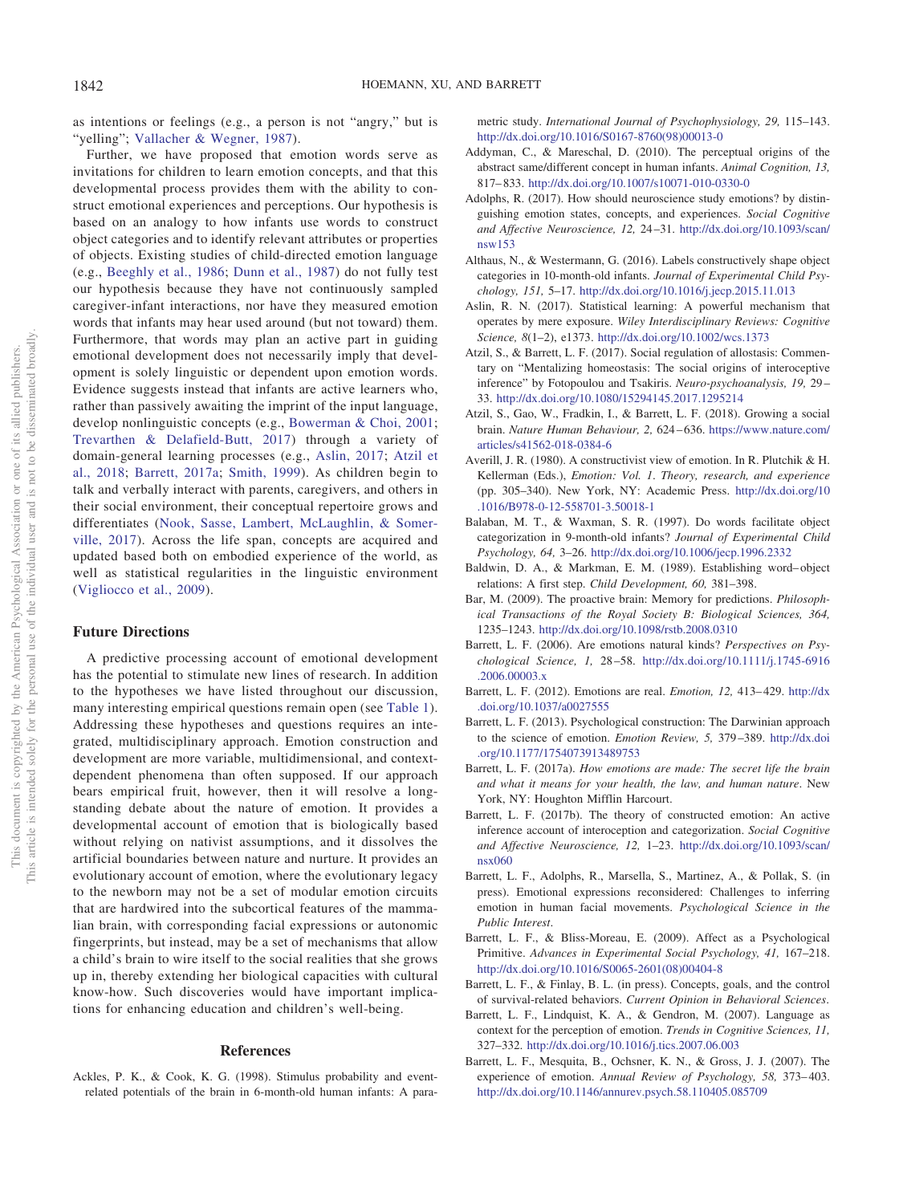as intentions or feelings (e.g., a person is not "angry," but is "yelling"; Vallacher & Wegner, 1987).

Further, we have proposed that emotion words serve as invitations for children to learn emotion concepts, and that this developmental process provides them with the ability to construct emotional experiences and perceptions. Our hypothesis is based on an analogy to how infants use words to construct object categories and to identify relevant attributes or properties of objects. Existing studies of child-directed emotion language (e.g., Beeghly et al., 1986; Dunn et al., 1987) do not fully test our hypothesis because they have not continuously sampled caregiver-infant interactions, nor have they measured emotion words that infants may hear used around (but not toward) them. Furthermore, that words may plan an active part in guiding emotional development does not necessarily imply that development is solely linguistic or dependent upon emotion words. Evidence suggests instead that infants are active learners who, rather than passively awaiting the imprint of the input language, develop nonlinguistic concepts (e.g., Bowerman & Choi, 2001; Trevarthen & Delafield-Butt, 2017) through a variety of domain-general learning processes (e.g., Aslin, 2017; Atzil et al., 2018; Barrett, 2017a; Smith, 1999). As children begin to talk and verbally interact with parents, caregivers, and others in their social environment, their conceptual repertoire grows and differentiates (Nook, Sasse, Lambert, McLaughlin, & Somerville, 2017). Across the life span, concepts are acquired and updated based both on embodied experience of the world, as well as statistical regularities in the linguistic environment (Vigliocco et al., 2009).

## Future Directions

A predictive processing account of emotional development has the potential to stimulate new lines of research. In addition to the hypotheses we have listed throughout our discussion, many interesting empirical questions remain open (see Table 1). Addressing these hypotheses and questions requires an integrated, multidisciplinary approach. Emotion construction and development are more variable, multidimensional, and context-dependent phenomena than often supposed. If our approach bears empirical fruit, however, then it will resolve a long-standing debate about the nature of emotion. It provides a developmental account of emotion that is biologically based without relying on nativist assumptions, and it dissolves the artificial boundaries between nature and nurture. It provides an evolutionary account of emotion, where the evolutionary legacy to the newborn may not be a set of modular emotion circuits that are hardwired into the subcortical features of the mammalian brain, with corresponding facial expressions or autonomic fingerprints, but instead, may be a set of mechanisms that allow a child's brain to wire itself to the social realities that she grows up in, thereby extending her biological capacities with cultural know-how. Such discoveries would have important implications for enhancing education and children's well-being.

## References

Ackles, P. K., & Cook, K. G. (1998). Stimulus probability and event-related potentials of the brain in 6-month-old human infants: A parametric study. *International Journal of Psychophysiology, 29,* 115–143. http://dx.doi.org/10.1016/S0167-8760(98)00013-0

Addyman, C., & Mareschal, D. (2010). The perceptual origins of the abstract same/different concept in human infants. *Animal Cognition, 13,* 817–833. http://dx.doi.org/10.1007/s10071-010-0330-0

Adolphs, R. (2017). How should neuroscience study emotions? by distinguishing emotion states, concepts, and experiences. *Social Cognitive and Affective Neuroscience, 12,* 24–31. http://dx.doi.org/10.1093/scan/nsw153

Althaus, N., & Westermann, G. (2016). Labels constructively shape object categories in 10-month-old infants. *Journal of Experimental Child Psychology, 151,* 5–17. http://dx.doi.org/10.1016/j.jecp.2015.11.013

Aslin, R. N. (2017). Statistical learning: A powerful mechanism that operates by mere exposure. *Wiley Interdisciplinary Reviews: Cognitive Science, 8*(1–2), e1373. http://dx.doi.org/10.1002/wcs.1373

Atzil, S., & Barrett, L. F. (2017). Social regulation of allostasis: Commentary on "Mentalizing homeostasis: The social origins of interoceptive inference" by Fotopoulou and Tsakiris. *Neuro-psychoanalysis, 19,* 29–33. http://dx.doi.org/10.1080/15294145.2017.1295214

Atzil, S., Gao, W., Fradkin, I., & Barrett, L. F. (2018). Growing a social brain. *Nature Human Behaviour, 2,* 624–636. https://www.nature.com/articles/s41562-018-0384-6

Averill, J. R. (1980). A constructivist view of emotion. In R. Plutchik & H. Kellerman (Eds.), *Emotion: Vol. 1. Theory, research, and experience* (pp. 305–340). New York, NY: Academic Press. http://dx.doi.org/10.1016/B978-0-12-558701-3.50018-1

Balaban, M. T., & Waxman, S. R. (1997). Do words facilitate object categorization in 9-month-old infants? *Journal of Experimental Child Psychology, 64,* 3–26. http://dx.doi.org/10.1006/jecp.1996.2332

Baldwin, D. A., & Markman, E. M. (1989). Establishing word–object relations: A first step. *Child Development, 60,* 381–398.

Bar, M. (2009). The proactive brain: Memory for predictions. *Philosophical Transactions of the Royal Society B: Biological Sciences, 364,* 1235–1243. http://dx.doi.org/10.1098/rstb.2008.0310

Barrett, L. F. (2006). Are emotions natural kinds? *Perspectives on Psychological Science, 1,* 28–58. http://dx.doi.org/10.1111/j.1745-6916.2006.00003.x

Barrett, L. F. (2012). Emotions are real. *Emotion, 12,* 413–429. http://dx.doi.org/10.1037/a0027555

Barrett, L. F. (2013). Psychological construction: The Darwinian approach to the science of emotion. *Emotion Review, 5,* 379–389. http://dx.doi.org/10.1177/1754073913489753

Barrett, L. F. (2017a). *How emotions are made: The secret life the brain and what it means for your health, the law, and human nature*. New York, NY: Houghton Mifflin Harcourt.

Barrett, L. F. (2017b). The theory of constructed emotion: An active inference account of interoception and categorization. *Social Cognitive and Affective Neuroscience, 12,* 1–23. http://dx.doi.org/10.1093/scan/nsx060

Barrett, L. F., Adolphs, R., Marsella, S., Martinez, A., & Pollak, S. (in press). Emotional expressions reconsidered: Challenges to inferring emotion in human facial movements. *Psychological Science in the Public Interest*.

Barrett, L. F., & Bliss-Moreau, E. (2009). Affect as a Psychological Primitive. *Advances in Experimental Social Psychology, 41,* 167–218. http://dx.doi.org/10.1016/S0065-2601(08)00404-8

Barrett, L. F., & Finlay, B. L. (in press). Concepts, goals, and the control of survival-related behaviors. *Current Opinion in Behavioral Sciences*.

Barrett, L. F., Lindquist, K. A., & Gendron, M. (2007). Language as context for the perception of emotion. *Trends in Cognitive Sciences, 11,* 327–332. http://dx.doi.org/10.1016/j.tics.2007.06.003

Barrett, L. F., Mesquita, B., Ochsner, K. N., & Gross, J. J. (2007). The experience of emotion. *Annual Review of Psychology, 58,* 373–403. http://dx.doi.org/10.1146/annurev.psych.58.110405.085709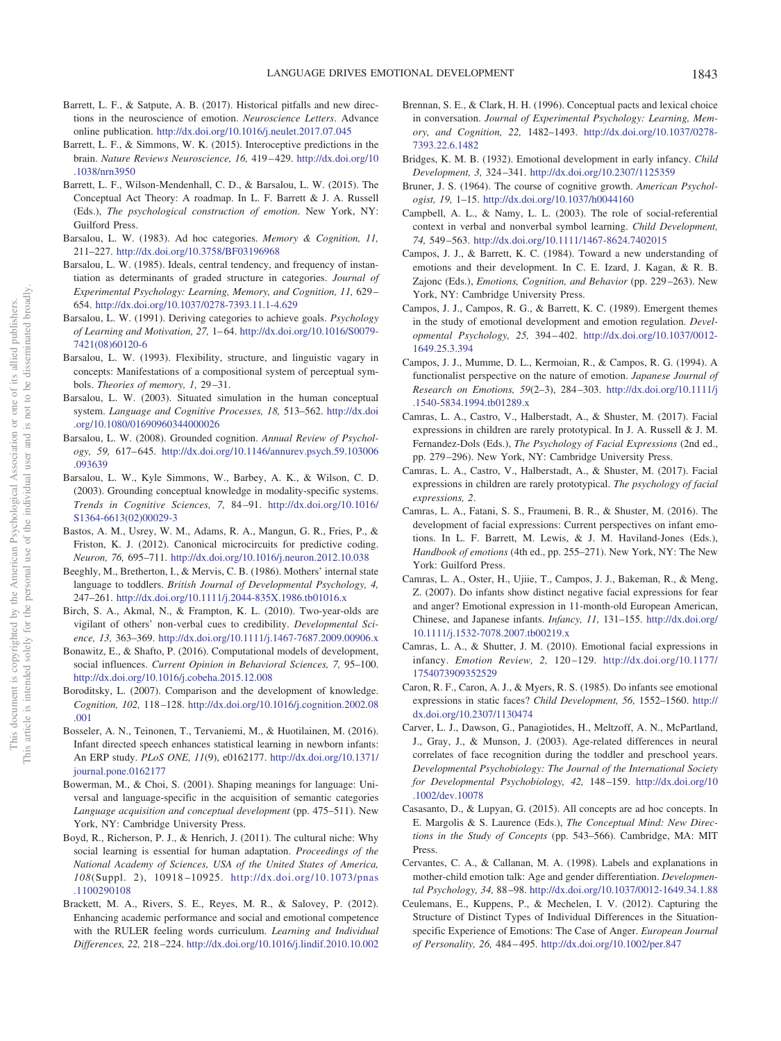Barrett, L. F., & Satpute, A. B. (2017). Historical pitfalls and new directions in the neuroscience of emotion. *Neuroscience Letters*. Advance online publication. http://dx.doi.org/10.1016/j.neulet.2017.07.045

Barrett, L. F., & Simmons, W. K. (2015). Interoceptive predictions in the brain. *Nature Reviews Neuroscience, 16,* 419–429. http://dx.doi.org/10.1038/nrn3950

Barrett, L. F., Wilson-Mendenhall, C. D., & Barsalou, L. W. (2015). The Conceptual Act Theory: A roadmap. In L. F. Barrett & J. A. Russell (Eds.), *The psychological construction of emotion*. New York, NY: Guilford Press.

Barsalou, L. W. (1983). Ad hoc categories. *Memory & Cognition, 11,* 211–227. http://dx.doi.org/10.3758/BF03196968

Barsalou, L. W. (1985). Ideals, central tendency, and frequency of instantiation as determinants of graded structure in categories. *Journal of Experimental Psychology: Learning, Memory, and Cognition, 11,* 629–654. http://dx.doi.org/10.1037/0278-7393.11.1-4.629

Barsalou, L. W. (1991). Deriving categories to achieve goals. *Psychology of Learning and Motivation, 27,* 1–64. http://dx.doi.org/10.1016/S0079-7421(08)60120-6

Barsalou, L. W. (1993). Flexibility, structure, and linguistic vagary in concepts: Manifestations of a compositional system of perceptual symbols. *Theories of memory, 1,* 29–31.

Barsalou, L. W. (2003). Situated simulation in the human conceptual system. *Language and Cognitive Processes, 18,* 513–562. http://dx.doi.org/10.1080/01690960344000026

Barsalou, L. W. (2008). Grounded cognition. *Annual Review of Psychology, 59,* 617–645. http://dx.doi.org/10.1146/annurev.psych.59.103006.093639

Barsalou, L. W., Kyle Simmons, W., Barbey, A. K., & Wilson, C. D. (2003). Grounding conceptual knowledge in modality-specific systems. *Trends in Cognitive Sciences, 7,* 84–91. http://dx.doi.org/10.1016/S1364-6613(02)00029-3

Bastos, A. M., Usrey, W. M., Adams, R. A., Mangun, G. R., Fries, P., & Friston, K. J. (2012). Canonical microcircuits for predictive coding. *Neuron, 76,* 695–711. http://dx.doi.org/10.1016/j.neuron.2012.10.038

Beeghly, M., Bretherton, I., & Mervis, C. B. (1986). Mothers' internal state language to toddlers. *British Journal of Developmental Psychology, 4,* 247–261. http://dx.doi.org/10.1111/j.2044-835X.1986.tb01016.x

Birch, S. A., Akmal, N., & Frampton, K. L. (2010). Two-year-olds are vigilant of others' non-verbal cues to credibility. *Developmental Science, 13,* 363–369. http://dx.doi.org/10.1111/j.1467-7687.2009.00906.x

Bonawitz, E., & Shafto, P. (2016). Computational models of development, social influences. *Current Opinion in Behavioral Sciences, 7,* 95–100. http://dx.doi.org/10.1016/j.cobeha.2015.12.008

Boroditsky, L. (2007). Comparison and the development of knowledge. *Cognition, 102,* 118–128. http://dx.doi.org/10.1016/j.cognition.2002.08.001

Bosseler, A. N., Teinonen, T., Tervaniemi, M., & Huotilainen, M. (2016). Infant directed speech enhances statistical learning in newborn infants: An ERP study. *PLoS ONE, 11*(9), e0162177. http://dx.doi.org/10.1371/journal.pone.0162177

Bowerman, M., & Choi, S. (2001). Shaping meanings for language: Universal and language-specific in the acquisition of semantic categories *Language acquisition and conceptual development* (pp. 475–511). New York, NY: Cambridge University Press.

Boyd, R., Richerson, P. J., & Henrich, J. (2011). The cultural niche: Why social learning is essential for human adaptation. *Proceedings of the National Academy of Sciences, USA of the United States of America, 108*(Suppl. 2), 10918–10925. http://dx.doi.org/10.1073/pnas.1100290108

Brackett, M. A., Rivers, S. E., Reyes, M. R., & Salovey, P. (2012). Enhancing academic performance and social and emotional competence with the RULER feeling words curriculum. *Learning and Individual Differences, 22,* 218–224. http://dx.doi.org/10.1016/j.lindif.2010.10.002

Brennan, S. E., & Clark, H. H. (1996). Conceptual pacts and lexical choice in conversation. *Journal of Experimental Psychology: Learning, Memory, and Cognition, 22,* 1482–1493. http://dx.doi.org/10.1037/0278-7393.22.6.1482

Bridges, K. M. B. (1932). Emotional development in early infancy. *Child Development, 3,* 324–341. http://dx.doi.org/10.2307/1125359

Bruner, J. S. (1964). The course of cognitive growth. *American Psychologist, 19,* 1–15. http://dx.doi.org/10.1037/h0044160

Campbell, A. L., & Namy, L. L. (2003). The role of social-referential context in verbal and nonverbal symbol learning. *Child Development, 74,* 549–563. http://dx.doi.org/10.1111/1467-8624.7402015

Campos, J. J., & Barrett, K. C. (1984). Toward a new understanding of emotions and their development. In C. E. Izard, J. Kagan, & R. B. Zajonc (Eds.), *Emotions, Cognition, and Behavior* (pp. 229–263). New York, NY: Cambridge University Press.

Campos, J. J., Campos, R. G., & Barrett, K. C. (1989). Emergent themes in the study of emotional development and emotion regulation. *Developmental Psychology, 25,* 394–402. http://dx.doi.org/10.1037/0012-1649.25.3.394

Campos, J. J., Mumme, D. L., Kermoian, R., & Campos, R. G. (1994). A functionalist perspective on the nature of emotion. *Japanese Journal of Research on Emotions, 59*(2–3), 284–303. http://dx.doi.org/10.1111/j.1540-5834.1994.tb01289.x

Camras, L. A., Castro, V., Halberstadt, A., & Shuster, M. (2017). Facial expressions in children are rarely prototypical. In J. A. Russell & J. M. Fernandez-Dols (Eds.), *The Psychology of Facial Expressions* (2nd ed., pp. 279–296). New York, NY: Cambridge University Press.

Camras, L. A., Castro, V., Halberstadt, A., & Shuster, M. (2017). Facial expressions in children are rarely prototypical. *The psychology of facial expressions, 2*.

Camras, L. A., Fatani, S. S., Fraumeni, B. R., & Shuster, M. (2016). The development of facial expressions: Current perspectives on infant emotions. In L. F. Barrett, M. Lewis, & J. M. Haviland-Jones (Eds.), *Handbook of emotions* (4th ed., pp. 255–271). New York, NY: The New York: Guilford Press.

Camras, L. A., Oster, H., Ujiie, T., Campos, J. J., Bakeman, R., & Meng, Z. (2007). Do infants show distinct negative facial expressions for fear and anger? Emotional expression in 11-month-old European American, Chinese, and Japanese infants. *Infancy, 11,* 131–155. http://dx.doi.org/10.1111/j.1532-7078.2007.tb00219.x

Camras, L. A., & Shutter, J. M. (2010). Emotional facial expressions in infancy. *Emotion Review, 2,* 120–129. http://dx.doi.org/10.1177/1754073909352529

Caron, R. F., Caron, A. J., & Myers, R. S. (1985). Do infants see emotional expressions in static faces? *Child Development, 56,* 1552–1560. http://dx.doi.org/10.2307/1130474

Carver, L. J., Dawson, G., Panagiotides, H., Meltzoff, A. N., McPartland, J., Gray, J., & Munson, J. (2003). Age-related differences in neural correlates of face recognition during the toddler and preschool years. *Developmental Psychobiology: The Journal of the International Society for Developmental Psychobiology, 42,* 148–159. http://dx.doi.org/10.1002/dev.10078

Casasanto, D., & Lupyan, G. (2015). All concepts are ad hoc concepts. In E. Margolis & S. Laurence (Eds.), *The Conceptual Mind: New Directions in the Study of Concepts* (pp. 543–566). Cambridge, MA: MIT Press.

Cervantes, C. A., & Callanan, M. A. (1998). Labels and explanations in mother-child emotion talk: Age and gender differentiation. *Developmental Psychology, 34,* 88–98. http://dx.doi.org/10.1037/0012-1649.34.1.88

Ceulemans, E., Kuppens, P., & Mechelen, I. V. (2012). Capturing the Structure of Distinct Types of Individual Differences in the Situation-specific Experience of Emotions: The Case of Anger. *European Journal of Personality, 26,* 484–495. http://dx.doi.org/10.1002/per.847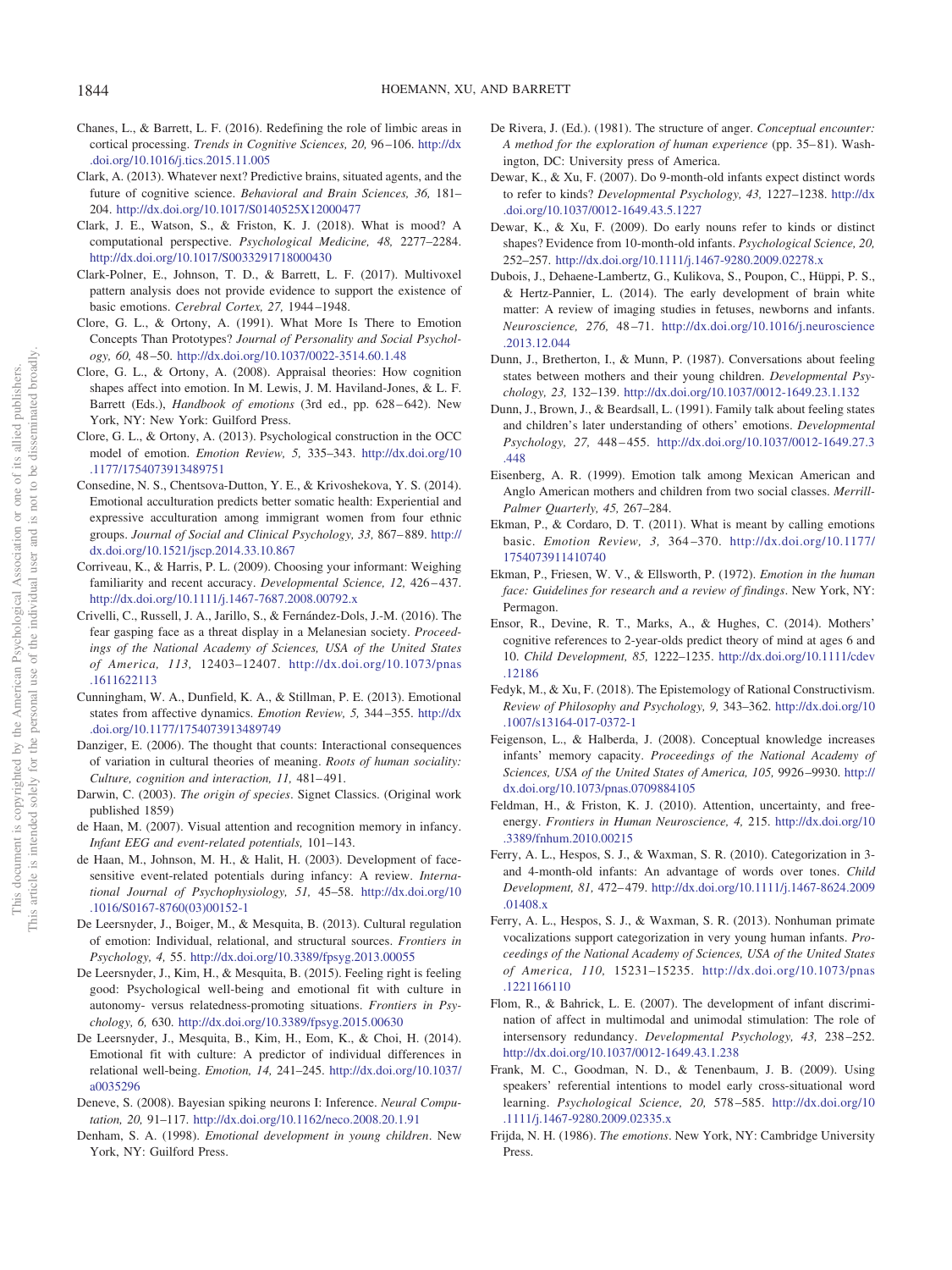Chanes, L., & Barrett, L. F. (2016). Redefining the role of limbic areas in cortical processing. *Trends in Cognitive Sciences, 20,* 96–106. http://dx.doi.org/10.1016/j.tics.2015.11.005

Clark, A. (2013). Whatever next? Predictive brains, situated agents, and the future of cognitive science. *Behavioral and Brain Sciences, 36,* 181–204. http://dx.doi.org/10.1017/S0140525X12000477

Clark, J. E., Watson, S., & Friston, K. J. (2018). What is mood? A computational perspective. *Psychological Medicine, 48,* 2277–2284. http://dx.doi.org/10.1017/S0033291718000430

Clark-Polner, E., Johnson, T. D., & Barrett, L. F. (2017). Multivoxel pattern analysis does not provide evidence to support the existence of basic emotions. *Cerebral Cortex, 27,* 1944–1948.

Clore, G. L., & Ortony, A. (1991). What More Is There to Emotion Concepts Than Prototypes? *Journal of Personality and Social Psychology, 60,* 48–50. http://dx.doi.org/10.1037/0022-3514.60.1.48

Clore, G. L., & Ortony, A. (2008). Appraisal theories: How cognition shapes affect into emotion. In M. Lewis, J. M. Haviland-Jones, & L. F. Barrett (Eds.), *Handbook of emotions* (3rd ed., pp. 628–642). New York, NY: New York: Guilford Press.

Clore, G. L., & Ortony, A. (2013). Psychological construction in the OCC model of emotion. *Emotion Review, 5,* 335–343. http://dx.doi.org/10.1177/1754073913489751

Consedine, N. S., Chentsova-Dutton, Y. E., & Krivoshekova, Y. S. (2014). Emotional acculturation predicts better somatic health: Experiential and expressive acculturation among immigrant women from four ethnic groups. *Journal of Social and Clinical Psychology, 33,* 867–889. http://dx.doi.org/10.1521/jscp.2014.33.10.867

Corriveau, K., & Harris, P. L. (2009). Choosing your informant: Weighing familiarity and recent accuracy. *Developmental Science, 12,* 426–437. http://dx.doi.org/10.1111/j.1467-7687.2008.00792.x

Crivelli, C., Russell, J. A., Jarillo, S., & Fernández-Dols, J.-M. (2016). The fear gasping face as a threat display in a Melanesian society. *Proceedings of the National Academy of Sciences, USA of the United States of America, 113,* 12403–12407. http://dx.doi.org/10.1073/pnas.1611622113

Cunningham, W. A., Dunfield, K. A., & Stillman, P. E. (2013). Emotional states from affective dynamics. *Emotion Review, 5,* 344–355. http://dx.doi.org/10.1177/1754073913489749

Danziger, E. (2006). The thought that counts: Interactional consequences of variation in cultural theories of meaning. *Roots of human sociality: Culture, cognition and interaction, 11,* 481–491.

Darwin, C. (2003). *The origin of species*. Signet Classics. (Original work published 1859)

de Haan, M. (2007). Visual attention and recognition memory in infancy. *Infant EEG and event-related potentials,* 101–143.

de Haan, M., Johnson, M. H., & Halit, H. (2003). Development of face-sensitive event-related potentials during infancy: A review. *International Journal of Psychophysiology, 51,* 45–58. http://dx.doi.org/10.1016/S0167-8760(03)00152-1

De Leersnyder, J., Boiger, M., & Mesquita, B. (2013). Cultural regulation of emotion: Individual, relational, and structural sources. *Frontiers in Psychology, 4,* 55. http://dx.doi.org/10.3389/fpsyg.2013.00055

De Leersnyder, J., Kim, H., & Mesquita, B. (2015). Feeling right is feeling good: Psychological well-being and emotional fit with culture in autonomy- versus relatedness-promoting situations. *Frontiers in Psychology, 6,* 630. http://dx.doi.org/10.3389/fpsyg.2015.00630

De Leersnyder, J., Mesquita, B., Kim, H., Eom, K., & Choi, H. (2014). Emotional fit with culture: A predictor of individual differences in relational well-being. *Emotion, 14,* 241–245. http://dx.doi.org/10.1037/a0035296

Deneve, S. (2008). Bayesian spiking neurons I: Inference. *Neural Computation, 20,* 91–117. http://dx.doi.org/10.1162/neco.2008.20.1.91

Denham, S. A. (1998). *Emotional development in young children*. New York, NY: Guilford Press.

De Rivera, J. (Ed.). (1981). The structure of anger. *Conceptual encounter: A method for the exploration of human experience* (pp. 35–81). Washington, DC: University press of America.

Dewar, K., & Xu, F. (2007). Do 9-month-old infants expect distinct words to refer to kinds? *Developmental Psychology, 43,* 1227–1238. http://dx.doi.org/10.1037/0012-1649.43.5.1227

Dewar, K., & Xu, F. (2009). Do early nouns refer to kinds or distinct shapes? Evidence from 10-month-old infants. *Psychological Science, 20,* 252–257. http://dx.doi.org/10.1111/j.1467-9280.2009.02278.x

Dubois, J., Dehaene-Lambertz, G., Kulikova, S., Poupon, C., Hüppi, P. S., & Hertz-Pannier, L. (2014). The early development of brain white matter: A review of imaging studies in fetuses, newborns and infants. *Neuroscience, 276,* 48–71. http://dx.doi.org/10.1016/j.neuroscience.2013.12.044

Dunn, J., Bretherton, I., & Munn, P. (1987). Conversations about feeling states between mothers and their young children. *Developmental Psychology, 23,* 132–139. http://dx.doi.org/10.1037/0012-1649.23.1.132

Dunn, J., Brown, J., & Beardsall, L. (1991). Family talk about feeling states and children's later understanding of others' emotions. *Developmental Psychology, 27,* 448–455. http://dx.doi.org/10.1037/0012-1649.27.3.448

Eisenberg, A. R. (1999). Emotion talk among Mexican American and Anglo American mothers and children from two social classes. *Merrill-Palmer Quarterly, 45,* 267–284.

Ekman, P., & Cordaro, D. T. (2011). What is meant by calling emotions basic. *Emotion Review, 3,* 364–370. http://dx.doi.org/10.1177/1754073911410740

Ekman, P., Friesen, W. V., & Ellsworth, P. (1972). *Emotion in the human face: Guidelines for research and a review of findings*. New York, NY: Permagon.

Ensor, R., Devine, R. T., Marks, A., & Hughes, C. (2014). Mothers' cognitive references to 2-year-olds predict theory of mind at ages 6 and 10. *Child Development, 85,* 1222–1235. http://dx.doi.org/10.1111/cdev.12186

Fedyk, M., & Xu, F. (2018). The Epistemology of Rational Constructivism. *Review of Philosophy and Psychology, 9,* 343–362. http://dx.doi.org/10.1007/s13164-017-0372-1

Feigenson, L., & Halberda, J. (2008). Conceptual knowledge increases infants' memory capacity. *Proceedings of the National Academy of Sciences, USA of the United States of America, 105,* 9926–9930. http://dx.doi.org/10.1073/pnas.0709884105

Feldman, H., & Friston, K. J. (2010). Attention, uncertainty, and free-energy. *Frontiers in Human Neuroscience, 4,* 215. http://dx.doi.org/10.3389/fnhum.2010.00215

Ferry, A. L., Hespos, S. J., & Waxman, S. R. (2010). Categorization in 3- and 4-month-old infants: An advantage of words over tones. *Child Development, 81,* 472–479. http://dx.doi.org/10.1111/j.1467-8624.2009.01408.x

Ferry, A. L., Hespos, S. J., & Waxman, S. R. (2013). Nonhuman primate vocalizations support categorization in very young human infants. *Proceedings of the National Academy of Sciences, USA of the United States of America, 110,* 15231–15235. http://dx.doi.org/10.1073/pnas.1221166110

Flom, R., & Bahrick, L. E. (2007). The development of infant discrimination of affect in multimodal and unimodal stimulation: The role of intersensory redundancy. *Developmental Psychology, 43,* 238–252. http://dx.doi.org/10.1037/0012-1649.43.1.238

Frank, M. C., Goodman, N. D., & Tenenbaum, J. B. (2009). Using speakers' referential intentions to model early cross-situational word learning. *Psychological Science, 20,* 578–585. http://dx.doi.org/10.1111/j.1467-9280.2009.02335.x

Frijda, N. H. (1986). *The emotions*. New York, NY: Cambridge University Press.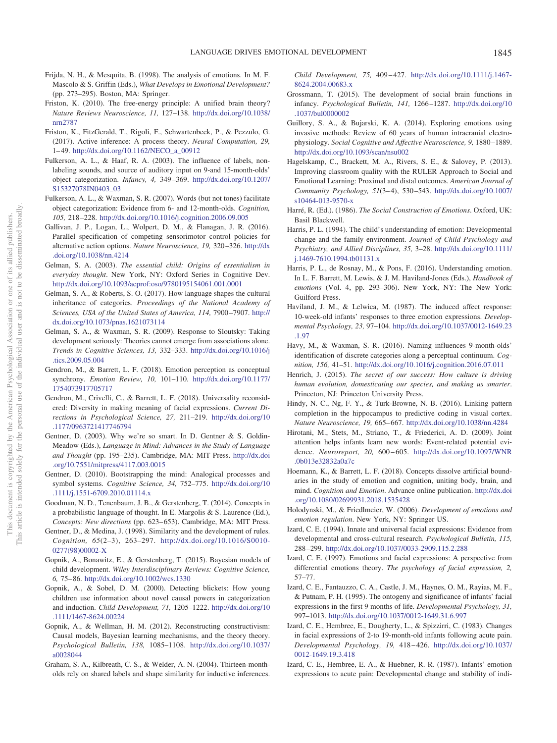Frijda, N. H., & Mesquita, B. (1998). The analysis of emotions. In M. F. Mascolo & S. Griffin (Eds.), *What Develops in Emotional Development?* (pp. 273–295). Boston, MA: Springer.

Friston, K. (2010). The free-energy principle: A unified brain theory? *Nature Reviews Neuroscience, 11,* 127–138. http://dx.doi.org/10.1038/nrn2787

Friston, K., FitzGerald, T., Rigoli, F., Schwartenbeck, P., & Pezzulo, G. (2017). Active inference: A process theory. *Neural Computation, 29,* 1–49. http://dx.doi.org/10.1162/NECO_a_00912

Fulkerson, A. L., & Haaf, R. A. (2003). The influence of labels, non-labeling sounds, and source of auditory input on 9-and 15-month-olds' object categorization. *Infancy, 4,* 349–369. http://dx.doi.org/10.1207/S15327078IN0403_03

Fulkerson, A. L., & Waxman, S. R. (2007). Words (but not tones) facilitate object categorization: Evidence from 6- and 12-month-olds. *Cognition, 105,* 218–228. http://dx.doi.org/10.1016/j.cognition.2006.09.005

Gallivan, J. P., Logan, L., Wolpert, D. M., & Flanagan, J. R. (2016). Parallel specification of competing sensorimotor control policies for alternative action options. *Nature Neuroscience, 19,* 320–326. http://dx.doi.org/10.1038/nn.4214

Gelman, S. A. (2003). *The essential child: Origins of essentialism in everyday thought*. New York, NY: Oxford Series in Cognitive Dev. http://dx.doi.org/10.1093/acprof:oso/9780195154061.001.0001

Gelman, S. A., & Roberts, S. O. (2017). How language shapes the cultural inheritance of categories. *Proceedings of the National Academy of Sciences, USA of the United States of America, 114,* 7900–7907. http://dx.doi.org/10.1073/pnas.1621073114

Gelman, S. A., & Waxman, S. R. (2009). Response to Sloutsky: Taking development seriously: Theories cannot emerge from associations alone. *Trends in Cognitive Sciences, 13,* 332–333. http://dx.doi.org/10.1016/j.tics.2009.05.004

Gendron, M., & Barrett, L. F. (2018). Emotion perception as conceptual synchrony. *Emotion Review, 10,* 101–110. http://dx.doi.org/10.1177/1754073917705717

Gendron, M., Crivelli, C., & Barrett, L. F. (2018). Universality reconsidered: Diversity in making meaning of facial expressions. *Current Directions in Psychological Science, 27,* 211–219. http://dx.doi.org/10.1177/0963721417746794

Gentner, D. (2003). Why we're so smart. In D. Gentner & S. Goldin-Meadow (Eds.), *Language in Mind: Advances in the Study of Language and Thought* (pp. 195–235). Cambridge, MA: MIT Press. http://dx.doi.org/10.7551/mitpress/4117.003.0015

Gentner, D. (2010). Bootstrapping the mind: Analogical processes and symbol systems. *Cognitive Science, 34,* 752–775. http://dx.doi.org/10.1111/j.1551-6709.2010.01114.x

Goodman, N. D., Tenenbaum, J. B., & Gerstenberg, T. (2014). Concepts in a probabilistic language of thought. In E. Margolis & S. Laurence (Ed.), *Concepts: New directions* (pp. 623–653). Cambridge, MA: MIT Press.

Gentner, D., & Medina, J. (1998). Similarity and the development of rules. *Cognition, 65*(2–3), 263–297. http://dx.doi.org/10.1016/S0010-0277(98)00002-X

Gopnik, A., Bonawitz, E., & Gerstenberg, T. (2015). Bayesian models of child development. *Wiley Interdisciplinary Reviews: Cognitive Science, 6,* 75–86. http://dx.doi.org/10.1002/wcs.1330

Gopnik, A., & Sobel, D. M. (2000). Detecting blickets: How young children use information about novel causal powers in categorization and induction. *Child Development, 71,* 1205–1222. http://dx.doi.org/10.1111/1467-8624.00224

Gopnik, A., & Wellman, H. M. (2012). Reconstructing constructivism: Causal models, Bayesian learning mechanisms, and the theory theory. *Psychological Bulletin, 138,* 1085–1108. http://dx.doi.org/10.1037/a0028044

Graham, S. A., Kilbreath, C. S., & Welder, A. N. (2004). Thirteen-month-olds rely on shared labels and shape similarity for inductive inferences. *Child Development, 75,* 409–427. http://dx.doi.org/10.1111/j.1467-8624.2004.00683.x

Grossmann, T. (2015). The development of social brain functions in infancy. *Psychological Bulletin, 141,* 1266–1287. http://dx.doi.org/10.1037/bul0000002

Guillory, S. A., & Bujarski, K. A. (2014). Exploring emotions using invasive methods: Review of 60 years of human intracranial electrophysiology. *Social Cognitive and Affective Neuroscience, 9,* 1880–1889. http://dx.doi.org/10.1093/scan/nsu002

Hagelskamp, C., Brackett, M. A., Rivers, S. E., & Salovey, P. (2013). Improving classroom quality with the RULER Approach to Social and Emotional Learning: Proximal and distal outcomes. *American Journal of Community Psychology, 51*(3–4), 530–543. http://dx.doi.org/10.1007/s10464-013-9570-x

Harré, R. (Ed.). (1986). *The Social Construction of Emotions*. Oxford, UK: Basil Blackwell.

Harris, P. L. (1994). The child's understanding of emotion: Developmental change and the family environment. *Journal of Child Psychology and Psychiatry, and Allied Disciplines, 35,* 3–28. http://dx.doi.org/10.1111/j.1469-7610.1994.tb01131.x

Harris, P. L., de Rosnay, M., & Pons, F. (2016). Understanding emotion. In L. F. Barrett, M. Lewis, & J. M. Haviland-Jones (Eds.), *Handbook of emotions* (Vol. 4, pp. 293–306). New York, NY: The New York: Guilford Press.

Haviland, J. M., & Lelwica, M. (1987). The induced affect response: 10-week-old infants' responses to three emotion expressions. *Developmental Psychology, 23,* 97–104. http://dx.doi.org/10.1037/0012-1649.23.1.97

Havy, M., & Waxman, S. R. (2016). Naming influences 9-month-olds' identification of discrete categories along a perceptual continuum. *Cognition, 156,* 41–51. http://dx.doi.org/10.1016/j.cognition.2016.07.011

Henrich, J. (2015). *The secret of our success: How culture is driving human evolution, domesticating our species, and making us smarter*. Princeton, NJ: Princeton University Press.

Hindy, N. C., Ng, F. Y., & Turk-Browne, N. B. (2016). Linking pattern completion in the hippocampus to predictive coding in visual cortex. *Nature Neuroscience, 19,* 665–667. http://dx.doi.org/10.1038/nn.4284

Hirotani, M., Stets, M., Striano, T., & Friederici, A. D. (2009). Joint attention helps infants learn new words: Event-related potential evidence. *Neuroreport, 20,* 600–605. http://dx.doi.org/10.1097/WNR.0b013e32832a0a7c

Hoemann, K., & Barrett, L. F. (2018). Concepts dissolve artificial boundaries in the study of emotion and cognition, uniting body, brain, and mind. *Cognition and Emotion*. Advance online publication. http://dx.doi.org/10.1080/02699931.2018.1535428

Holodynski, M., & Friedlmeier, W. (2006). *Development of emotions and emotion regulation*. New York, NY: Springer US.

Izard, C. E. (1994). Innate and universal facial expressions: Evidence from developmental and cross-cultural research. *Psychological Bulletin, 115,* 288–299. http://dx.doi.org/10.1037/0033-2909.115.2.288

Izard, C. E. (1997). Emotions and facial expressions: A perspective from differential emotions theory. *The psychology of facial expression, 2,* 57–77.

Izard, C. E., Fantauzzo, C. A., Castle, J. M., Haynes, O. M., Rayias, M. F., & Putnam, P. H. (1995). The ontogeny and significance of infants' facial expressions in the first 9 months of life. *Developmental Psychology, 31,* 997–1013. http://dx.doi.org/10.1037/0012-1649.31.6.997

Izard, C. E., Hembree, E., Dougherty, L., & Spizzirri, C. (1983). Changes in facial expressions of 2-to 19-month-old infants following acute pain. *Developmental Psychology, 19,* 418–426. http://dx.doi.org/10.1037/0012-1649.19.3.418

Izard, C. E., Hembree, E. A., & Huebner, R. R. (1987). Infants' emotion expressions to acute pain: Developmental change and stability of indi-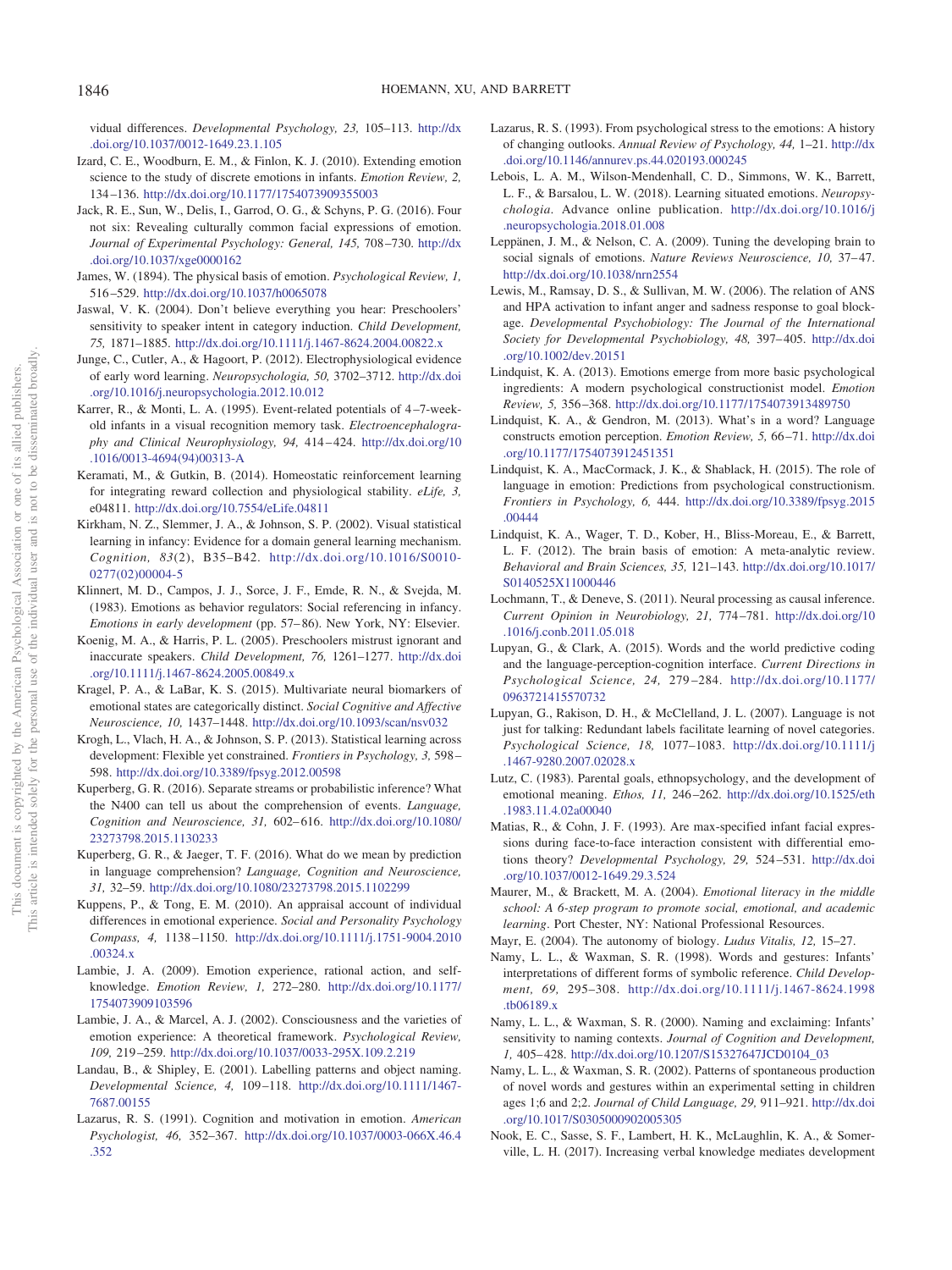vidual differences. *Developmental Psychology, 23,* 105–113. http://dx.doi.org/10.1037/0012-1649.23.1.105

Izard, C. E., Woodburn, E. M., & Finlon, K. J. (2010). Extending emotion science to the study of discrete emotions in infants. *Emotion Review, 2,* 134–136. http://dx.doi.org/10.1177/1754073909355003

Jack, R. E., Sun, W., Delis, I., Garrod, O. G., & Schyns, P. G. (2016). Four not six: Revealing culturally common facial expressions of emotion. *Journal of Experimental Psychology: General, 145,* 708–730. http://dx.doi.org/10.1037/xge0000162

James, W. (1894). The physical basis of emotion. *Psychological Review, 1,* 516–529. http://dx.doi.org/10.1037/h0065078

Jaswal, V. K. (2004). Don't believe everything you hear: Preschoolers' sensitivity to speaker intent in category induction. *Child Development, 75,* 1871–1885. http://dx.doi.org/10.1111/j.1467-8624.2004.00822.x

Junge, C., Cutler, A., & Hagoort, P. (2012). Electrophysiological evidence of early word learning. *Neuropsychologia, 50,* 3702–3712. http://dx.doi.org/10.1016/j.neuropsychologia.2012.10.012

Karrer, R., & Monti, L. A. (1995). Event-related potentials of 4–7-week-old infants in a visual recognition memory task. *Electroencephalography and Clinical Neurophysiology, 94,* 414–424. http://dx.doi.org/10.1016/0013-4694(94)00313-A

Keramati, M., & Gutkin, B. (2014). Homeostatic reinforcement learning for integrating reward collection and physiological stability. *eLife, 3,* e04811. http://dx.doi.org/10.7554/eLife.04811

Kirkham, N. Z., Slemmer, J. A., & Johnson, S. P. (2002). Visual statistical learning in infancy: Evidence for a domain general learning mechanism. *Cognition, 83*(2), B35–B42. http://dx.doi.org/10.1016/S0010-0277(02)00004-5

Klinnert, M. D., Campos, J. J., Sorce, J. F., Emde, R. N., & Svejda, M. (1983). Emotions as behavior regulators: Social referencing in infancy. *Emotions in early development* (pp. 57–86). New York, NY: Elsevier.

Koenig, M. A., & Harris, P. L. (2005). Preschoolers mistrust ignorant and inaccurate speakers. *Child Development, 76,* 1261–1277. http://dx.doi.org/10.1111/j.1467-8624.2005.00849.x

Kragel, P. A., & LaBar, K. S. (2015). Multivariate neural biomarkers of emotional states are categorically distinct. *Social Cognitive and Affective Neuroscience, 10,* 1437–1448. http://dx.doi.org/10.1093/scan/nsv032

Krogh, L., Vlach, H. A., & Johnson, S. P. (2013). Statistical learning across development: Flexible yet constrained. *Frontiers in Psychology, 3,* 598–598. http://dx.doi.org/10.3389/fpsyg.2012.00598

Kuperberg, G. R. (2016). Separate streams or probabilistic inference? What the N400 can tell us about the comprehension of events. *Language, Cognition and Neuroscience, 31,* 602–616. http://dx.doi.org/10.1080/23273798.2015.1130233

Kuperberg, G. R., & Jaeger, T. F. (2016). What do we mean by prediction in language comprehension? *Language, Cognition and Neuroscience, 31,* 32–59. http://dx.doi.org/10.1080/23273798.2015.1102299

Kuppens, P., & Tong, E. M. (2010). An appraisal account of individual differences in emotional experience. *Social and Personality Psychology Compass, 4,* 1138–1150. http://dx.doi.org/10.1111/j.1751-9004.2010.00324.x

Lambie, J. A. (2009). Emotion experience, rational action, and self-knowledge. *Emotion Review, 1,* 272–280. http://dx.doi.org/10.1177/1754073909103596

Lambie, J. A., & Marcel, A. J. (2002). Consciousness and the varieties of emotion experience: A theoretical framework. *Psychological Review, 109,* 219–259. http://dx.doi.org/10.1037/0033-295X.109.2.219

Landau, B., & Shipley, E. (2001). Labelling patterns and object naming. *Developmental Science, 4,* 109–118. http://dx.doi.org/10.1111/1467-7687.00155

Lazarus, R. S. (1991). Cognition and motivation in emotion. *American Psychologist, 46,* 352–367. http://dx.doi.org/10.1037/0003-066X.46.4.352

Lazarus, R. S. (1993). From psychological stress to the emotions: A history of changing outlooks. *Annual Review of Psychology, 44,* 1–21. http://dx.doi.org/10.1146/annurev.ps.44.020193.000245

Lebois, L. A. M., Wilson-Mendenhall, C. D., Simmons, W. K., Barrett, L. F., & Barsalou, L. W. (2018). Learning situated emotions. *Neuropsychologia*. Advance online publication. http://dx.doi.org/10.1016/j.neuropsychologia.2018.01.008

Leppänen, J. M., & Nelson, C. A. (2009). Tuning the developing brain to social signals of emotions. *Nature Reviews Neuroscience, 10,* 37–47. http://dx.doi.org/10.1038/nrn2554

Lewis, M., Ramsay, D. S., & Sullivan, M. W. (2006). The relation of ANS and HPA activation to infant anger and sadness response to goal blockage. *Developmental Psychobiology: The Journal of the International Society for Developmental Psychobiology, 48,* 397–405. http://dx.doi.org/10.1002/dev.20151

Lindquist, K. A. (2013). Emotions emerge from more basic psychological ingredients: A modern psychological constructionist model. *Emotion Review, 5,* 356–368. http://dx.doi.org/10.1177/1754073913489750

Lindquist, K. A., & Gendron, M. (2013). What's in a word? Language constructs emotion perception. *Emotion Review, 5,* 66–71. http://dx.doi.org/10.1177/1754073912451351

Lindquist, K. A., MacCormack, J. K., & Shablack, H. (2015). The role of language in emotion: Predictions from psychological constructionism. *Frontiers in Psychology, 6,* 444. http://dx.doi.org/10.3389/fpsyg.2015.00444

Lindquist, K. A., Wager, T. D., Kober, H., Bliss-Moreau, E., & Barrett, L. F. (2012). The brain basis of emotion: A meta-analytic review. *Behavioral and Brain Sciences, 35,* 121–143. http://dx.doi.org/10.1017/S0140525X11000446

Lochmann, T., & Deneve, S. (2011). Neural processing as causal inference. *Current Opinion in Neurobiology, 21,* 774–781. http://dx.doi.org/10.1016/j.conb.2011.05.018

Lupyan, G., & Clark, A. (2015). Words and the world predictive coding and the language-perception-cognition interface. *Current Directions in Psychological Science, 24,* 279–284. http://dx.doi.org/10.1177/0963721415570732

Lupyan, G., Rakison, D. H., & McClelland, J. L. (2007). Language is not just for talking: Redundant labels facilitate learning of novel categories. *Psychological Science, 18,* 1077–1083. http://dx.doi.org/10.1111/j.1467-9280.2007.02028.x

Lutz, C. (1983). Parental goals, ethnopsychology, and the development of emotional meaning. *Ethos, 11,* 246–262. http://dx.doi.org/10.1525/eth.1983.11.4.02a00040

Matias, R., & Cohn, J. F. (1993). Are max-specified infant facial expressions during face-to-face interaction consistent with differential emotions theory? *Developmental Psychology, 29,* 524–531. http://dx.doi.org/10.1037/0012-1649.29.3.524

Maurer, M., & Brackett, M. A. (2004). *Emotional literacy in the middle school: A 6-step program to promote social, emotional, and academic learning*. Port Chester, NY: National Professional Resources.

Mayr, E. (2004). The autonomy of biology. *Ludus Vitalis, 12,* 15–27.

Namy, L. L., & Waxman, S. R. (1998). Words and gestures: Infants' interpretations of different forms of symbolic reference. *Child Development, 69,* 295–308. http://dx.doi.org/10.1111/j.1467-8624.1998.tb06189.x

Namy, L. L., & Waxman, S. R. (2000). Naming and exclaiming: Infants' sensitivity to naming contexts. *Journal of Cognition and Development, 1,* 405–428. http://dx.doi.org/10.1207/S15327647JCD0104_03

Namy, L. L., & Waxman, S. R. (2002). Patterns of spontaneous production of novel words and gestures within an experimental setting in children ages 1;6 and 2;2. *Journal of Child Language, 29,* 911–921. http://dx.doi.org/10.1017/S0305000902005305

Nook, E. C., Sasse, S. F., Lambert, H. K., McLaughlin, K. A., & Somerville, L. H. (2017). Increasing verbal knowledge mediates development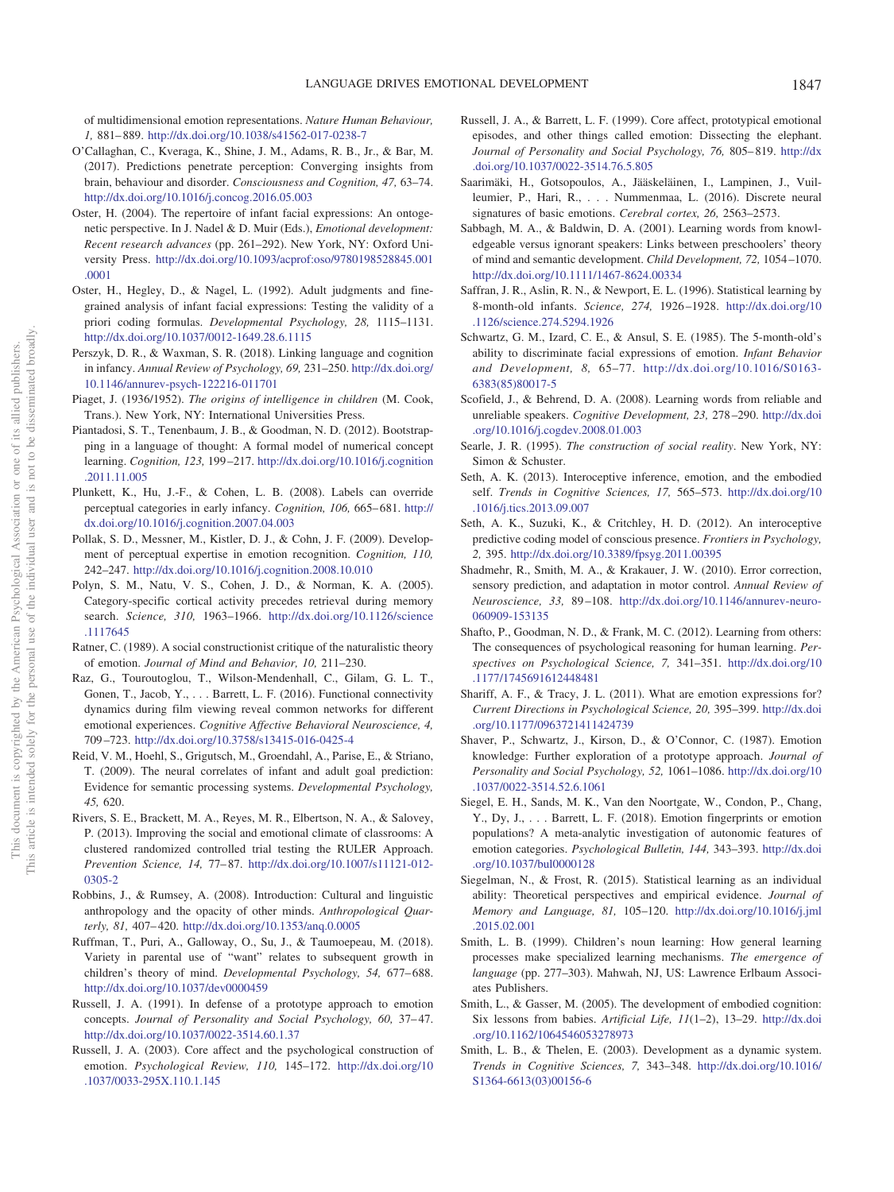of multidimensional emotion representations. *Nature Human Behaviour, 1,* 881–889. http://dx.doi.org/10.1038/s41562-017-0238-7

O'Callaghan, C., Kveraga, K., Shine, J. M., Adams, R. B., Jr., & Bar, M. (2017). Predictions penetrate perception: Converging insights from brain, behaviour and disorder. *Consciousness and Cognition, 47,* 63–74. http://dx.doi.org/10.1016/j.concog.2016.05.003

Oster, H. (2004). The repertoire of infant facial expressions: An ontogenetic perspective. In J. Nadel & D. Muir (Eds.), *Emotional development: Recent research advances* (pp. 261–292). New York, NY: Oxford University Press. http://dx.doi.org/10.1093/acprof:oso/9780198528845.001.0001

Oster, H., Hegley, D., & Nagel, L. (1992). Adult judgments and fine-grained analysis of infant facial expressions: Testing the validity of a priori coding formulas. *Developmental Psychology, 28,* 1115–1131. http://dx.doi.org/10.1037/0012-1649.28.6.1115

Perszyk, D. R., & Waxman, S. R. (2018). Linking language and cognition in infancy. *Annual Review of Psychology, 69,* 231–250. http://dx.doi.org/10.1146/annurev-psych-122216-011701

Piaget, J. (1936/1952). *The origins of intelligence in children* (M. Cook, Trans.). New York, NY: International Universities Press.

Piantadosi, S. T., Tenenbaum, J. B., & Goodman, N. D. (2012). Bootstrapping in a language of thought: A formal model of numerical concept learning. *Cognition, 123,* 199–217. http://dx.doi.org/10.1016/j.cognition.2011.11.005

Plunkett, K., Hu, J.-F., & Cohen, L. B. (2008). Labels can override perceptual categories in early infancy. *Cognition, 106,* 665–681. http://dx.doi.org/10.1016/j.cognition.2007.04.003

Pollak, S. D., Messner, M., Kistler, D. J., & Cohn, J. F. (2009). Development of perceptual expertise in emotion recognition. *Cognition, 110,* 242–247. http://dx.doi.org/10.1016/j.cognition.2008.10.010

Polyn, S. M., Natu, V. S., Cohen, J. D., & Norman, K. A. (2005). Category-specific cortical activity precedes retrieval during memory search. *Science, 310,* 1963–1966. http://dx.doi.org/10.1126/science.1117645

Ratner, C. (1989). A social constructionist critique of the naturalistic theory of emotion. *Journal of Mind and Behavior, 10,* 211–230.

Raz, G., Touroutoglou, T., Wilson-Mendenhall, C., Gilam, G. L. T., Gonen, T., Jacob, Y., . . . Barrett, L. F. (2016). Functional connectivity dynamics during film viewing reveal common networks for different emotional experiences. *Cognitive Affective Behavioral Neuroscience, 4,* 709–723. http://dx.doi.org/10.3758/s13415-016-0425-4

Reid, V. M., Hoehl, S., Grigutsch, M., Groendahl, A., Parise, E., & Striano, T. (2009). The neural correlates of infant and adult goal prediction: Evidence for semantic processing systems. *Developmental Psychology, 45,* 620.

Rivers, S. E., Brackett, M. A., Reyes, M. R., Elbertson, N. A., & Salovey, P. (2013). Improving the social and emotional climate of classrooms: A clustered randomized controlled trial testing the RULER Approach. *Prevention Science, 14,* 77–87. http://dx.doi.org/10.1007/s11121-012-0305-2

Robbins, J., & Rumsey, A. (2008). Introduction: Cultural and linguistic anthropology and the opacity of other minds. *Anthropological Quarterly, 81,* 407–420. http://dx.doi.org/10.1353/anq.0.0005

Ruffman, T., Puri, A., Galloway, O., Su, J., & Taumoepeau, M. (2018). Variety in parental use of "want" relates to subsequent growth in children's theory of mind. *Developmental Psychology, 54,* 677–688. http://dx.doi.org/10.1037/dev0000459

Russell, J. A. (1991). In defense of a prototype approach to emotion concepts. *Journal of Personality and Social Psychology, 60,* 37–47. http://dx.doi.org/10.1037/0022-3514.60.1.37

Russell, J. A. (2003). Core affect and the psychological construction of emotion. *Psychological Review, 110,* 145–172. http://dx.doi.org/10.1037/0033-295X.110.1.145

Russell, J. A., & Barrett, L. F. (1999). Core affect, prototypical emotional episodes, and other things called emotion: Dissecting the elephant. *Journal of Personality and Social Psychology, 76,* 805–819. http://dx.doi.org/10.1037/0022-3514.76.5.805

Saarimäki, H., Gotsopoulos, A., Jääskeläinen, I., Lampinen, J., Vuilleumier, P., Hari, R., . . . Nummenmaa, L. (2016). Discrete neural signatures of basic emotions. *Cerebral cortex, 26,* 2563–2573.

Sabbagh, M. A., & Baldwin, D. A. (2001). Learning words from knowledgeable versus ignorant speakers: Links between preschoolers' theory of mind and semantic development. *Child Development, 72,* 1054–1070. http://dx.doi.org/10.1111/1467-8624.00334

Saffran, J. R., Aslin, R. N., & Newport, E. L. (1996). Statistical learning by 8-month-old infants. *Science, 274,* 1926–1928. http://dx.doi.org/10.1126/science.274.5294.1926

Schwartz, G. M., Izard, C. E., & Ansul, S. E. (1985). The 5-month-old's ability to discriminate facial expressions of emotion. *Infant Behavior and Development, 8,* 65–77. http://dx.doi.org/10.1016/S0163-6383(85)80017-5

Scofield, J., & Behrend, D. A. (2008). Learning words from reliable and unreliable speakers. *Cognitive Development, 23,* 278–290. http://dx.doi.org/10.1016/j.cogdev.2008.01.003

Searle, J. R. (1995). *The construction of social reality*. New York, NY: Simon & Schuster.

Seth, A. K. (2013). Interoceptive inference, emotion, and the embodied self. *Trends in Cognitive Sciences, 17,* 565–573. http://dx.doi.org/10.1016/j.tics.2013.09.007

Seth, A. K., Suzuki, K., & Critchley, H. D. (2012). An interoceptive predictive coding model of conscious presence. *Frontiers in Psychology, 2,* 395. http://dx.doi.org/10.3389/fpsyg.2011.00395

Shadmehr, R., Smith, M. A., & Krakauer, J. W. (2010). Error correction, sensory prediction, and adaptation in motor control. *Annual Review of Neuroscience, 33,* 89–108. http://dx.doi.org/10.1146/annurev-neuro-060909-153135

Shafto, P., Goodman, N. D., & Frank, M. C. (2012). Learning from others: The consequences of psychological reasoning for human learning. *Perspectives on Psychological Science, 7,* 341–351. http://dx.doi.org/10.1177/1745691612448481

Shariff, A. F., & Tracy, J. L. (2011). What are emotion expressions for? *Current Directions in Psychological Science, 20,* 395–399. http://dx.doi.org/10.1177/0963721411424739

Shaver, P., Schwartz, J., Kirson, D., & O'Connor, C. (1987). Emotion knowledge: Further exploration of a prototype approach. *Journal of Personality and Social Psychology, 52,* 1061–1086. http://dx.doi.org/10.1037/0022-3514.52.6.1061

Siegel, E. H., Sands, M. K., Van den Noortgate, W., Condon, P., Chang, Y., Dy, J., . . . Barrett, L. F. (2018). Emotion fingerprints or emotion populations? A meta-analytic investigation of autonomic features of emotion categories. *Psychological Bulletin, 144,* 343–393. http://dx.doi.org/10.1037/bul0000128

Siegelman, N., & Frost, R. (2015). Statistical learning as an individual ability: Theoretical perspectives and empirical evidence. *Journal of Memory and Language, 81,* 105–120. http://dx.doi.org/10.1016/j.jml.2015.02.001

Smith, L. B. (1999). Children's noun learning: How general learning processes make specialized learning mechanisms. *The emergence of language* (pp. 277–303). Mahwah, NJ, US: Lawrence Erlbaum Associates Publishers.

Smith, L., & Gasser, M. (2005). The development of embodied cognition: Six lessons from babies. *Artificial Life, 11*(1–2), 13–29. http://dx.doi.org/10.1162/1064546053278973

Smith, L. B., & Thelen, E. (2003). Development as a dynamic system. *Trends in Cognitive Sciences, 7,* 343–348. http://dx.doi.org/10.1016/S1364-6613(03)00156-6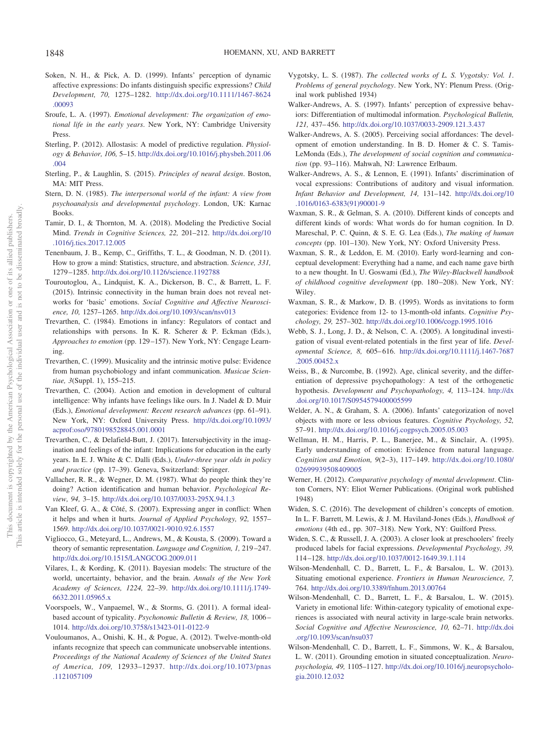Soken, N. H., & Pick, A. D. (1999). Infants' perception of dynamic affective expressions: Do infants distinguish specific expressions? *Child Development, 70,* 1275–1282. http://dx.doi.org/10.1111/1467-8624.00093

Sroufe, L. A. (1997). *Emotional development: The organization of emotional life in the early years*. New York, NY: Cambridge University Press.

Sterling, P. (2012). Allostasis: A model of predictive regulation. *Physiology & Behavior, 106,* 5–15. http://dx.doi.org/10.1016/j.physbeh.2011.06.004

Sterling, P., & Laughlin, S. (2015). *Principles of neural design*. Boston, MA: MIT Press.

Stern, D. N. (1985). *The interpersonal world of the infant: A view from psychoanalysis and developmental psychology*. London, UK: Karnac Books.

Tamir, D. I., & Thornton, M. A. (2018). Modeling the Predictive Social Mind. *Trends in Cognitive Sciences, 22,* 201–212. http://dx.doi.org/10.1016/j.tics.2017.12.005

Tenenbaum, J. B., Kemp, C., Griffiths, T. L., & Goodman, N. D. (2011). How to grow a mind: Statistics, structure, and abstraction. *Science, 331,* 1279–1285. http://dx.doi.org/10.1126/science.1192788

Touroutoglou, A., Lindquist, K. A., Dickerson, B. C., & Barrett, L. F. (2015). Intrinsic connectivity in the human brain does not reveal networks for 'basic' emotions. *Social Cognitive and Affective Neuroscience, 10,* 1257–1265. http://dx.doi.org/10.1093/scan/nsv013

Trevarthen, C. (1984). Emotions in infancy: Regulators of contact and relationships with persons. In K. R. Scherer & P. Eckman (Eds.), *Approaches to emotion* (pp. 129–157). New York, NY: Cengage Learning.

Trevarthen, C. (1999). Musicality and the intrinsic motive pulse: Evidence from human psychobiology and infant communication. *Musicae Scientiae, 3*(Suppl. 1), 155–215.

Trevarthen, C. (2004). Action and emotion in development of cultural intelligence: Why infants have feelings like ours. In J. Nadel & D. Muir (Eds.), *Emotional development: Recent research advances* (pp. 61–91). New York, NY: Oxford University Press. http://dx.doi.org/10.1093/acprof:oso/9780198528845.001.0001

Trevarthen, C., & Delafield-Butt, J. (2017). Intersubjectivity in the imagination and feelings of the infant: Implications for education in the early years. In E. J. White & C. Dalli (Eds.), *Under-three year olds in policy and practice* (pp. 17–39). Geneva, Switzerland: Springer.

Vallacher, R. R., & Wegner, D. M. (1987). What do people think they're doing? Action identification and human behavior. *Psychological Review, 94,* 3–15. http://dx.doi.org/10.1037/0033-295X.94.1.3

Van Kleef, G. A., & Côté, S. (2007). Expressing anger in conflict: When it helps and when it hurts. *Journal of Applied Psychology, 92,* 1557–1569. http://dx.doi.org/10.1037/0021-9010.92.6.1557

Vigliocco, G., Meteyard, L., Andrews, M., & Kousta, S. (2009). Toward a theory of semantic representation. *Language and Cognition, 1,* 219–247. http://dx.doi.org/10.1515/LANGCOG.2009.011

Vilares, I., & Kording, K. (2011). Bayesian models: The structure of the world, uncertainty, behavior, and the brain. *Annals of the New York Academy of Sciences, 1224,* 22–39. http://dx.doi.org/10.1111/j.1749-6632.2011.05965.x

Voorspoels, W., Vanpaemel, W., & Storms, G. (2011). A formal ideal-based account of typicality. *Psychonomic Bulletin & Review, 18,* 1006–1014. http://dx.doi.org/10.3758/s13423-011-0122-9

Vouloumanos, A., Onishi, K. H., & Pogue, A. (2012). Twelve-month-old infants recognize that speech can communicate unobservable intentions. *Proceedings of the National Academy of Sciences of the United States of America, 109,* 12933–12937. http://dx.doi.org/10.1073/pnas.1121057109

Vygotsky, L. S. (1987). *The collected works of L. S. Vygotsky: Vol. 1. Problems of general psychology*. New York, NY: Plenum Press. (Original work published 1934)

Walker-Andrews, A. S. (1997). Infants' perception of expressive behaviors: Differentiation of multimodal information. *Psychological Bulletin, 121,* 437–456. http://dx.doi.org/10.1037/0033-2909.121.3.437

Walker-Andrews, A. S. (2005). Perceiving social affordances: The development of emotion understanding. In B. D. Homer & C. S. Tamis-LeMonda (Eds.), *The development of social cognition and communication* (pp. 93–116). Mahwah, NJ: Lawrence Erlbaum.

Walker-Andrews, A. S., & Lennon, E. (1991). Infants' discrimination of vocal expressions: Contributions of auditory and visual information. *Infant Behavior and Development, 14,* 131–142. http://dx.doi.org/10.1016/0163-6383(91)90001-9

Waxman, S. R., & Gelman, S. A. (2010). Different kinds of concepts and different kinds of words: What words do for human cognition. In D. Mareschal, P. C. Quinn, & S. E. G. Lea (Eds.), *The making of human concepts* (pp. 101–130). New York, NY: Oxford University Press.

Waxman, S. R., & Leddon, E. M. (2010). Early word-learning and conceptual development: Everything had a name, and each name gave birth to a new thought. In U. Goswami (Ed.), *The Wiley-Blackwell handbook of childhood cognitive development* (pp. 180–208). New York, NY: Wiley.

Waxman, S. R., & Markow, D. B. (1995). Words as invitations to form categories: Evidence from 12- to 13-month-old infants. *Cognitive Psychology, 29,* 257–302. http://dx.doi.org/10.1006/cogp.1995.1016

Webb, S. J., Long, J. D., & Nelson, C. A. (2005). A longitudinal investigation of visual event-related potentials in the first year of life. *Developmental Science, 8,* 605–616. http://dx.doi.org/10.1111/j.1467-7687.2005.00452.x

Weiss, B., & Nurcombe, B. (1992). Age, clinical severity, and the differentiation of depressive psychopathology: A test of the orthogenetic hypothesis. *Development and Psychopathology, 4,* 113–124. http://dx.doi.org/10.1017/S0954579400005599

Welder, A. N., & Graham, S. A. (2006). Infants' categorization of novel objects with more or less obvious features. *Cognitive Psychology, 52,* 57–91. http://dx.doi.org/10.1016/j.cogpsych.2005.05.003

Wellman, H. M., Harris, P. L., Banerjee, M., & Sinclair, A. (1995). Early understanding of emotion: Evidence from natural language. *Cognition and Emotion, 9*(2–3), 117–149. http://dx.doi.org/10.1080/02699939508409005

Werner, H. (2012). *Comparative psychology of mental development*. Clinton Corners, NY: Eliot Werner Publications. (Original work published 1948)

Widen, S. C. (2016). The development of children's concepts of emotion. In L. F. Barrett, M. Lewis, & J. M. Haviland-Jones (Eds.), *Handbook of emotions* (4th ed., pp. 307–318). New York, NY: Guilford Press.

Widen, S. C., & Russell, J. A. (2003). A closer look at preschoolers' freely produced labels for facial expressions. *Developmental Psychology, 39,* 114–128. http://dx.doi.org/10.1037/0012-1649.39.1.114

Wilson-Mendenhall, C. D., Barrett, L. F., & Barsalou, L. W. (2013). Situating emotional experience. *Frontiers in Human Neuroscience, 7,* 764. http://dx.doi.org/10.3389/fnhum.2013.00764

Wilson-Mendenhall, C. D., Barrett, L. F., & Barsalou, L. W. (2015). Variety in emotional life: Within-category typicality of emotional experiences is associated with neural activity in large-scale brain networks. *Social Cognitive and Affective Neuroscience, 10,* 62–71. http://dx.doi.org/10.1093/scan/nsu037

Wilson-Mendenhall, C. D., Barrett, L. F., Simmons, W. K., & Barsalou, L. W. (2011). Grounding emotion in situated conceptualization. *Neuropsychologia, 49,* 1105–1127. http://dx.doi.org/10.1016/j.neuropsychologia.2010.12.032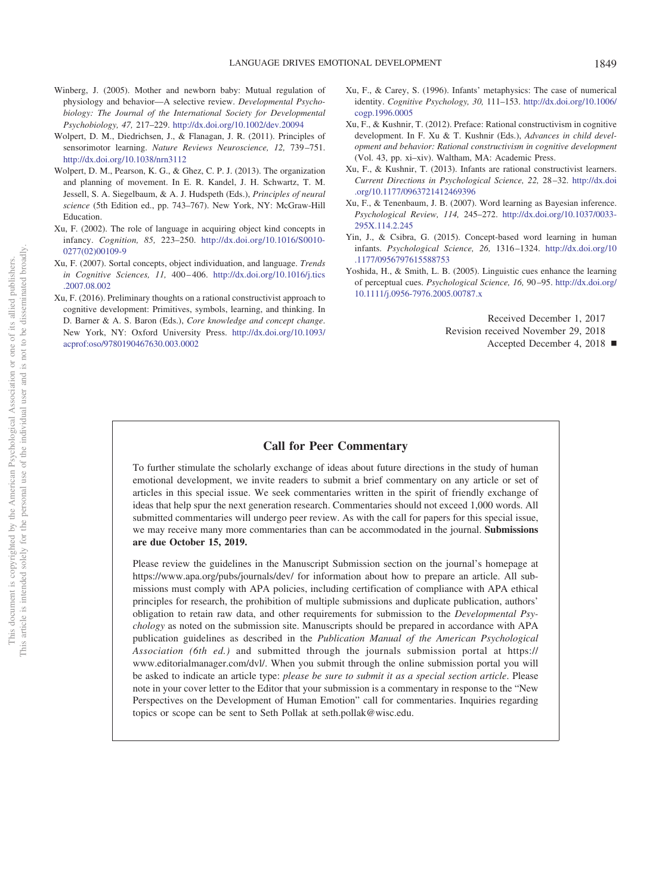Winberg, J. (2005). Mother and newborn baby: Mutual regulation of physiology and behavior—A selective review. *Developmental Psychobiology: The Journal of the International Society for Developmental Psychobiology, 47,* 217–229. http://dx.doi.org/10.1002/dev.20094

Wolpert, D. M., Diedrichsen, J., & Flanagan, J. R. (2011). Principles of sensorimotor learning. *Nature Reviews Neuroscience, 12,* 739–751. http://dx.doi.org/10.1038/nrn3112

Wolpert, D. M., Pearson, K. G., & Ghez, C. P. J. (2013). The organization and planning of movement. In E. R. Kandel, J. H. Schwartz, T. M. Jessell, S. A. Siegelbaum, & A. J. Hudspeth (Eds.), *Principles of neural science* (5th Edition ed., pp. 743–767). New York, NY: McGraw-Hill Education.

Xu, F. (2002). The role of language in acquiring object kind concepts in infancy. *Cognition, 85,* 223–250. http://dx.doi.org/10.1016/S0010-0277(02)00109-9

Xu, F. (2007). Sortal concepts, object individuation, and language. *Trends in Cognitive Sciences, 11,* 400–406. http://dx.doi.org/10.1016/j.tics.2007.08.002

Xu, F. (2016). Preliminary thoughts on a rational constructivist approach to cognitive development: Primitives, symbols, learning, and thinking. In D. Barner & A. S. Baron (Eds.), *Core knowledge and concept change*. New York, NY: Oxford University Press. http://dx.doi.org/10.1093/acprof:oso/9780190467630.003.0002

Xu, F., & Carey, S. (1996). Infants' metaphysics: The case of numerical identity. *Cognitive Psychology, 30,* 111–153. http://dx.doi.org/10.1006/cogp.1996.0005

Xu, F., & Kushnir, T. (2012). Preface: Rational constructivism in cognitive development. In F. Xu & T. Kushnir (Eds.), *Advances in child development and behavior: Rational constructivism in cognitive development* (Vol. 43, pp. xi–xiv). Waltham, MA: Academic Press.

Xu, F., & Kushnir, T. (2013). Infants are rational constructivist learners. *Current Directions in Psychological Science, 22,* 28–32. http://dx.doi.org/10.1177/0963721412469396

Xu, F., & Tenenbaum, J. B. (2007). Word learning as Bayesian inference. *Psychological Review, 114,* 245–272. http://dx.doi.org/10.1037/0033-295X.114.2.245

Yin, J., & Csibra, G. (2015). Concept-based word learning in human infants. *Psychological Science, 26,* 1316–1324. http://dx.doi.org/10.1177/0956797615588753

Yoshida, H., & Smith, L. B. (2005). Linguistic cues enhance the learning of perceptual cues. *Psychological Science, 16,* 90–95. http://dx.doi.org/10.1111/j.0956-7976.2005.00787.x

Received December 1, 2017
Revision received November 29, 2018
Accepted December 4, 2018 ■

## Call for Peer Commentary

To further stimulate the scholarly exchange of ideas about future directions in the study of human emotional development, we invite readers to submit a brief commentary on any article or set of articles in this special issue. We seek commentaries written in the spirit of friendly exchange of ideas that help spur the next generation research. Commentaries should not exceed 1,000 words. All submitted commentaries will undergo peer review. As with the call for papers for this special issue, we may receive many more commentaries than can be accommodated in the journal. **Submissions are due October 15, 2019.**

Please review the guidelines in the Manuscript Submission section on the journal's homepage at https://www.apa.org/pubs/journals/dev/ for information about how to prepare an article. All submissions must comply with APA policies, including certification of compliance with APA ethical principles for research, the prohibition of multiple submissions and duplicate publication, authors' obligation to retain raw data, and other requirements for submission to the *Developmental Psychology* as noted on the submission site. Manuscripts should be prepared in accordance with APA publication guidelines as described in the *Publication Manual of the American Psychological Association (6th ed.)* and submitted through the journals submission portal at https://www.editorialmanager.com/dvl/. When you submit through the online submission portal you will be asked to indicate an article type: *please be sure to submit it as a special section article*. Please note in your cover letter to the Editor that your submission is a commentary in response to the "New Perspectives on the Development of Human Emotion" call for commentaries. Inquiries regarding topics or scope can be sent to Seth Pollak at seth.pollak@wisc.edu.